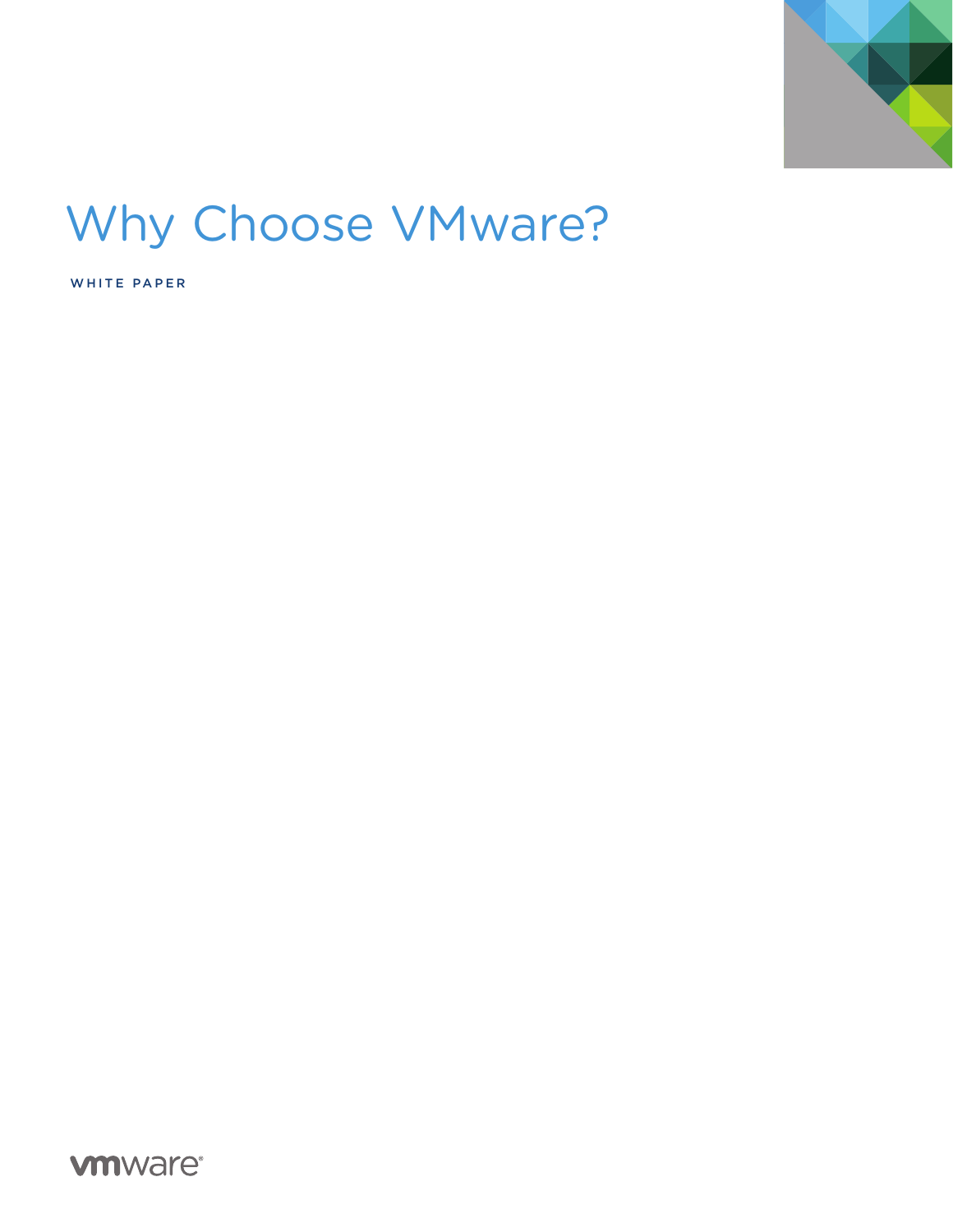# Why Choose VMware?

WHITE PAPER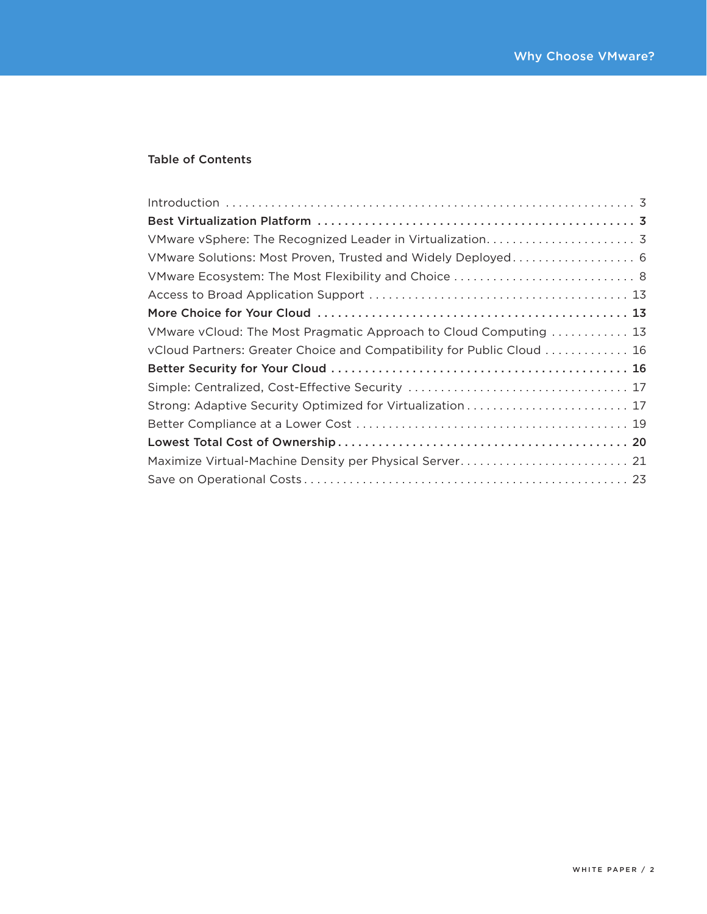## Table of Contents

Introduction . . . . . . . . . . . . . . . . . . . . . . . . . . . . . . . . . . . . . . . . . . . . . . . . . . . . . . . . . . . . . . 3

**Best Virtualization Platform . . . . . . . . . . . . . . . . . . . . . . . . . . . . . . . . . . . . . . . . . . . . . . . 3**

VMware vSphere: The Recognized Leader in Virtualization. . . . . . . . . . . . . . . . . . . . . . . 3

VMware Solutions: Most Proven, Trusted and Widely Deployed. . . . . . . . . . . . . . . . . . . 6

VMware Ecosystem: The Most Flexibility and Choice . . . . . . . . . . . . . . . . . . . . . . . . . . . . 8

Access to Broad Application Support . . . . . . . . . . . . . . . . . . . . . . . . . . . . . . . . . . . . . . . 13

**More Choice for Your Cloud . . . . . . . . . . . . . . . . . . . . . . . . . . . . . . . . . . . . . . . . . . . . . . 13**

VMware vCloud: The Most Pragmatic Approach to Cloud Computing . . . . . . . . . . . . 13

vCloud Partners: Greater Choice and Compatibility for Public Cloud . . . . . . . . . . . . . 16

**Better Security for Your Cloud . . . . . . . . . . . . . . . . . . . . . . . . . . . . . . . . . . . . . . . . . . . 16**

Simple: Centralized, Cost-Effective Security . . . . . . . . . . . . . . . . . . . . . . . . . . . . . . . . . . 17

Strong: Adaptive Security Optimized for Virtualization . . . . . . . . . . . . . . . . . . . . . . . . . 17

Better Compliance at a Lower Cost . . . . . . . . . . . . . . . . . . . . . . . . . . . . . . . . . . . . . . . . . . 19

**Lowest Total Cost of Ownership. . . . . . . . . . . . . . . . . . . . . . . . . . . . . . . . . . . . . . . . . . . 20**

Maximize Virtual-Machine Density per Physical Server. . . . . . . . . . . . . . . . . . . . . . . . . . 21

Save on Operational Costs . . . . . . . . . . . . . . . . . . . . . . . . . . . . . . . . . . . . . . . . . . . . . . . . . 23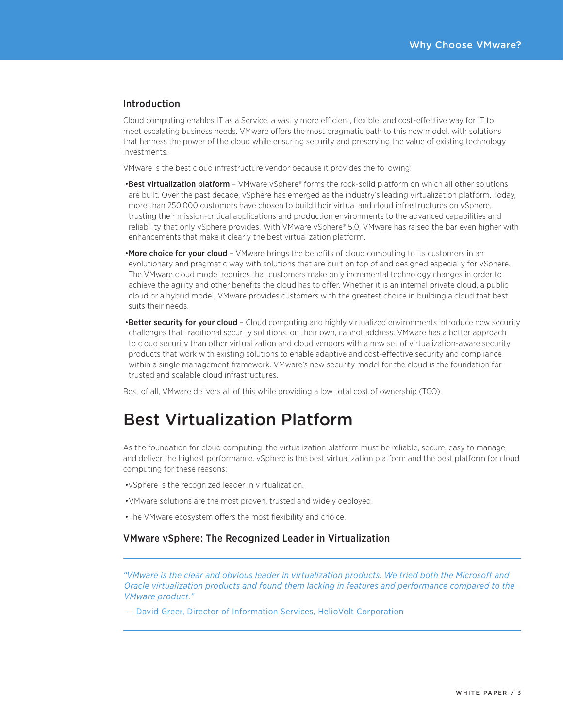## Introduction

Cloud computing enables IT as a Service, a vastly more efficient, flexible, and cost-effective way for IT to meet escalating business needs. VMware offers the most pragmatic path to this new model, with solutions that harness the power of the cloud while ensuring security and preserving the value of existing technology investments.

VMware is the best cloud infrastructure vendor because it provides the following:

- **Best virtualization platform** – VMware vSphere® forms the rock-solid platform on which all other solutions are built. Over the past decade, vSphere has emerged as the industry's leading virtualization platform. Today, more than 250,000 customers have chosen to build their virtual and cloud infrastructures on vSphere, trusting their mission-critical applications and production environments to the advanced capabilities and reliability that only vSphere provides. With VMware vSphere® 5.0, VMware has raised the bar even higher with enhancements that make it clearly the best virtualization platform.
- **More choice for your cloud** – VMware brings the benefits of cloud computing to its customers in an evolutionary and pragmatic way with solutions that are built on top of and designed especially for vSphere. The VMware cloud model requires that customers make only incremental technology changes in order to achieve the agility and other benefits the cloud has to offer. Whether it is an internal private cloud, a public cloud or a hybrid model, VMware provides customers with the greatest choice in building a cloud that best suits their needs.
- **Better security for your cloud** – Cloud computing and highly virtualized environments introduce new security challenges that traditional security solutions, on their own, cannot address. VMware has a better approach to cloud security than other virtualization and cloud vendors with a new set of virtualization-aware security products that work with existing solutions to enable adaptive and cost-effective security and compliance within a single management framework. VMware's new security model for the cloud is the foundation for trusted and scalable cloud infrastructures.

Best of all, VMware delivers all of this while providing a low total cost of ownership (TCO).

# Best Virtualization Platform

As the foundation for cloud computing, the virtualization platform must be reliable, secure, easy to manage, and deliver the highest performance. vSphere is the best virtualization platform and the best platform for cloud computing for these reasons:

- vSphere is the recognized leader in virtualization.
- VMware solutions are the most proven, trusted and widely deployed.
- The VMware ecosystem offers the most flexibility and choice.

## VMware vSphere: The Recognized Leader in Virtualization

---

*"VMware is the clear and obvious leader in virtualization products. We tried both the Microsoft and Oracle virtualization products and found them lacking in features and performance compared to the VMware product."*

— David Greer, Director of Information Services, HelioVolt Corporation

---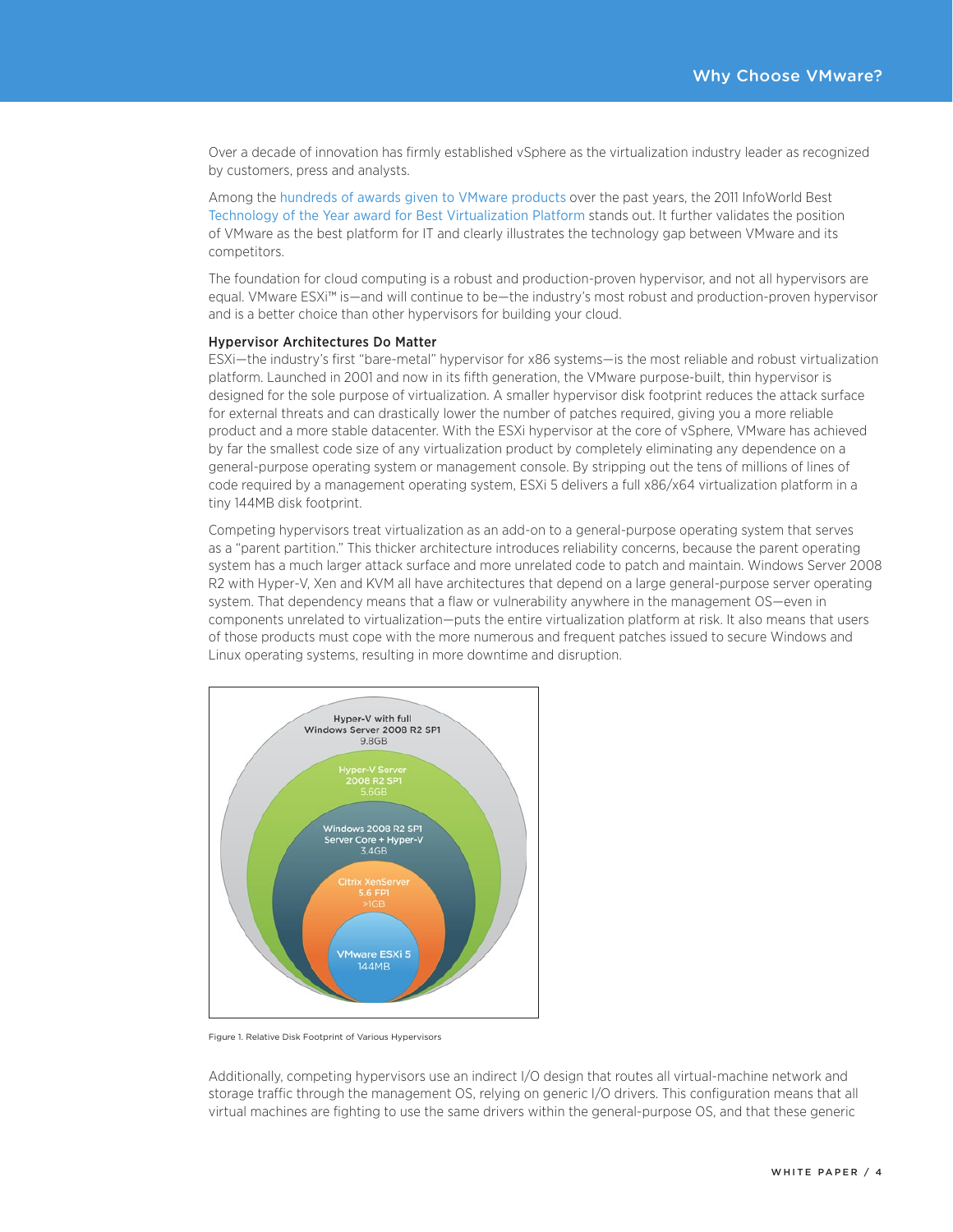Over a decade of innovation has firmly established vSphere as the virtualization industry leader as recognized by customers, press and analysts.

Among the hundreds of awards given to VMware products over the past years, the 2011 InfoWorld Best Technology of the Year award for Best Virtualization Platform stands out. It further validates the position of VMware as the best platform for IT and clearly illustrates the technology gap between VMware and its competitors.

The foundation for cloud computing is a robust and production-proven hypervisor, and not all hypervisors are equal. VMware ESXi™ is—and will continue to be—the industry's most robust and production-proven hypervisor and is a better choice than other hypervisors for building your cloud.

### Hypervisor Architectures Do Matter

ESXi—the industry's first "bare-metal" hypervisor for x86 systems—is the most reliable and robust virtualization platform. Launched in 2001 and now in its fifth generation, the VMware purpose-built, thin hypervisor is designed for the sole purpose of virtualization. A smaller hypervisor disk footprint reduces the attack surface for external threats and can drastically lower the number of patches required, giving you a more reliable product and a more stable datacenter. With the ESXi hypervisor at the core of vSphere, VMware has achieved by far the smallest code size of any virtualization product by completely eliminating any dependence on a general-purpose operating system or management console. By stripping out the tens of millions of lines of code required by a management operating system, ESXi 5 delivers a full x86/x64 virtualization platform in a tiny 144MB disk footprint.

Competing hypervisors treat virtualization as an add-on to a general-purpose operating system that serves as a "parent partition." This thicker architecture introduces reliability concerns, because the parent operating system has a much larger attack surface and more unrelated code to patch and maintain. Windows Server 2008 R2 with Hyper-V, Xen and KVM all have architectures that depend on a large general-purpose server operating system. That dependency means that a flaw or vulnerability anywhere in the management OS—even in components unrelated to virtualization—puts the entire virtualization platform at risk. It also means that users of those products must cope with the more numerous and frequent patches issued to secure Windows and Linux operating systems, resulting in more downtime and disruption.

Hyper-V with full Windows Server 2008 R2 SP1 9.8GB

Hyper-V Server 2008 R2 SP1 5.6GB

Windows 2008 R2 SP1 Server Core + Hyper-V 3.4GB

Citrix XenServer 5.6 FP1 >1GB

VMware ESXi 5 144MB

Figure 1. Relative Disk Footprint of Various Hypervisors

Additionally, competing hypervisors use an indirect I/O design that routes all virtual-machine network and storage traffic through the management OS, relying on generic I/O drivers. This configuration means that all virtual machines are fighting to use the same drivers within the general-purpose OS, and that these generic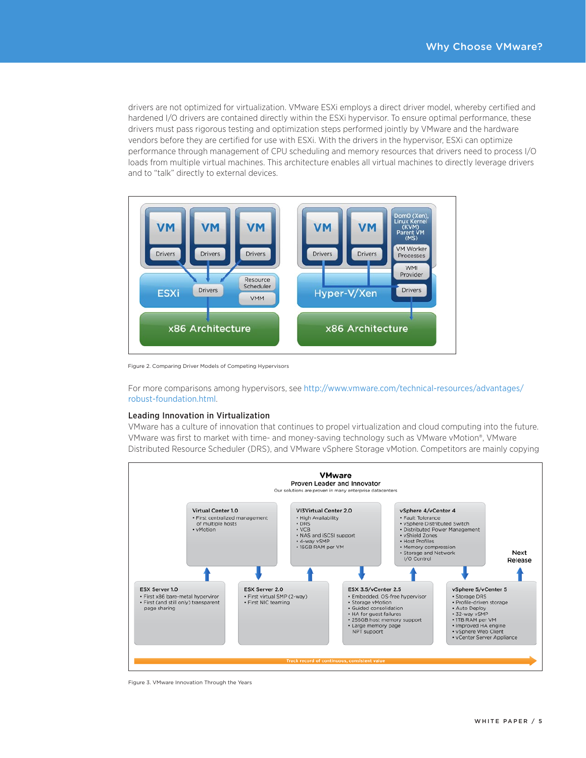drivers are not optimized for virtualization. VMware ESXi employs a direct driver model, whereby certified and hardened I/O drivers are contained directly within the ESXi hypervisor. To ensure optimal performance, these drivers must pass rigorous testing and optimization steps performed jointly by VMware and the hardware vendors before they are certified for use with ESXi. With the drivers in the hypervisor, ESXi can optimize performance through management of CPU scheduling and memory resources that drivers need to process I/O loads from multiple virtual machines. This architecture enables all virtual machines to directly leverage drivers and to "talk" directly to external devices.

Figure 2. Comparing Driver Models of Competing Hypervisors

For more comparisons among hypervisors, see http://www.vmware.com/technical-resources/advantages/robust-foundation.html.

### Leading Innovation in Virtualization

VMware has a culture of innovation that continues to propel virtualization and cloud computing into the future. VMware was first to market with time- and money-saving technology such as VMware vMotion®, VMware Distributed Resource Scheduler (DRS), and VMware vSphere Storage vMotion. Competitors are mainly copying

Figure 3. VMware Innovation Through the Years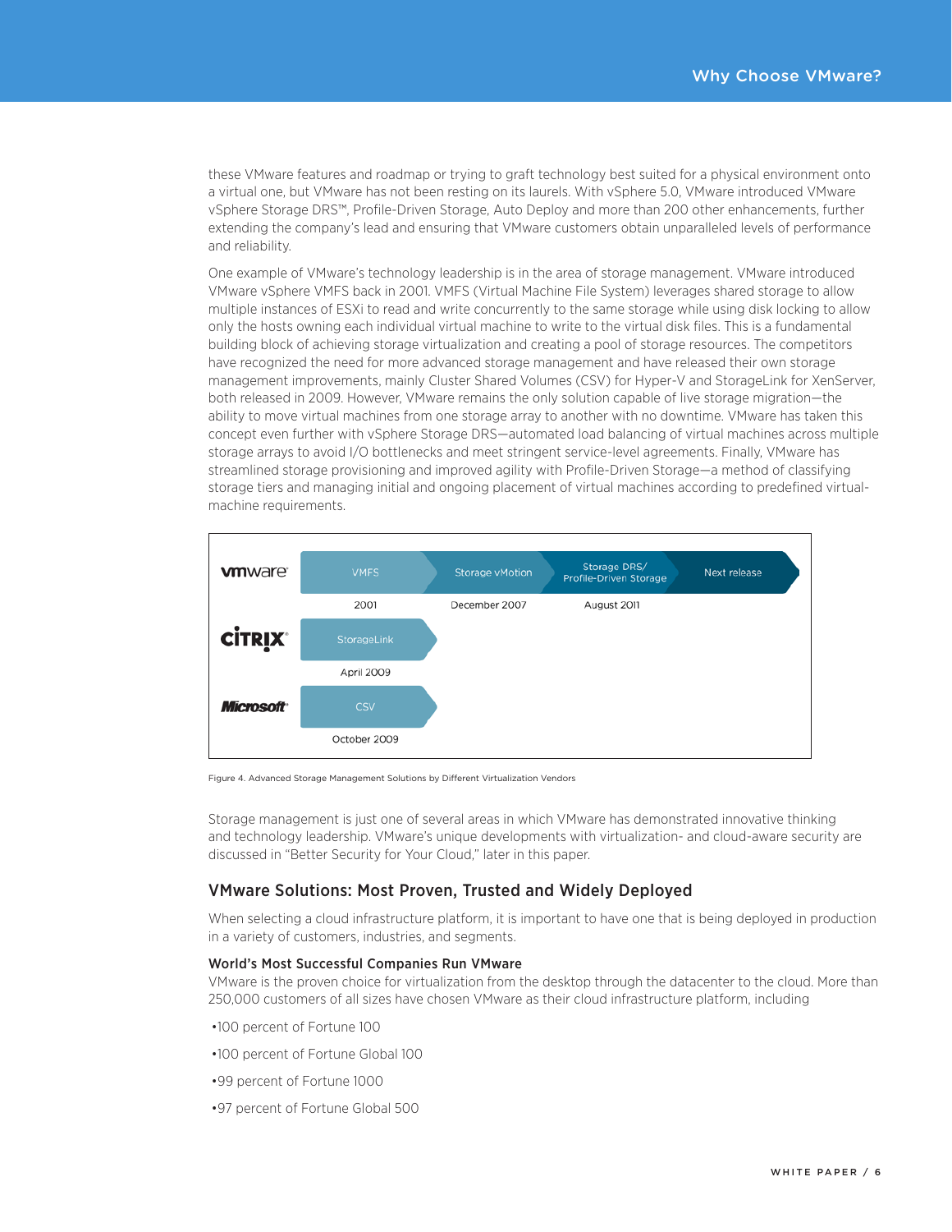these VMware features and roadmap or trying to graft technology best suited for a physical environment onto a virtual one, but VMware has not been resting on its laurels. With vSphere 5.0, VMware introduced VMware vSphere Storage DRS™, Profile-Driven Storage, Auto Deploy and more than 200 other enhancements, further extending the company's lead and ensuring that VMware customers obtain unparalleled levels of performance and reliability.

One example of VMware's technology leadership is in the area of storage management. VMware introduced VMware vSphere VMFS back in 2001. VMFS (Virtual Machine File System) leverages shared storage to allow multiple instances of ESXi to read and write concurrently to the same storage while using disk locking to allow only the hosts owning each individual virtual machine to write to the virtual disk files. This is a fundamental building block of achieving storage virtualization and creating a pool of storage resources. The competitors have recognized the need for more advanced storage management and have released their own storage management improvements, mainly Cluster Shared Volumes (CSV) for Hyper-V and StorageLink for XenServer, both released in 2009. However, VMware remains the only solution capable of live storage migration—the ability to move virtual machines from one storage array to another with no downtime. VMware has taken this concept even further with vSphere Storage DRS—automated load balancing of virtual machines across multiple storage arrays to avoid I/O bottlenecks and meet stringent service-level agreements. Finally, VMware has streamlined storage provisioning and improved agility with Profile-Driven Storage—a method of classifying storage tiers and managing initial and ongoing placement of virtual machines according to predefined virtual-machine requirements.

| Vendor | | | | |
|---|---|---|---|---|
| VMware | VMFS (2001) | Storage vMotion (December 2007) | Storage DRS/ Profile-Driven Storage (August 2011) | Next release |
| Citrix | StorageLink (April 2009) | | | |
| Microsoft | CSV (October 2009) | | | |

Figure 4. Advanced Storage Management Solutions by Different Virtualization Vendors

Storage management is just one of several areas in which VMware has demonstrated innovative thinking and technology leadership. VMware's unique developments with virtualization- and cloud-aware security are discussed in "Better Security for Your Cloud," later in this paper.

## VMware Solutions: Most Proven, Trusted and Widely Deployed

When selecting a cloud infrastructure platform, it is important to have one that is being deployed in production in a variety of customers, industries, and segments.

### World's Most Successful Companies Run VMware

VMware is the proven choice for virtualization from the desktop through the datacenter to the cloud. More than 250,000 customers of all sizes have chosen VMware as their cloud infrastructure platform, including

- 100 percent of Fortune 100
- 100 percent of Fortune Global 100
- 99 percent of Fortune 1000
- 97 percent of Fortune Global 500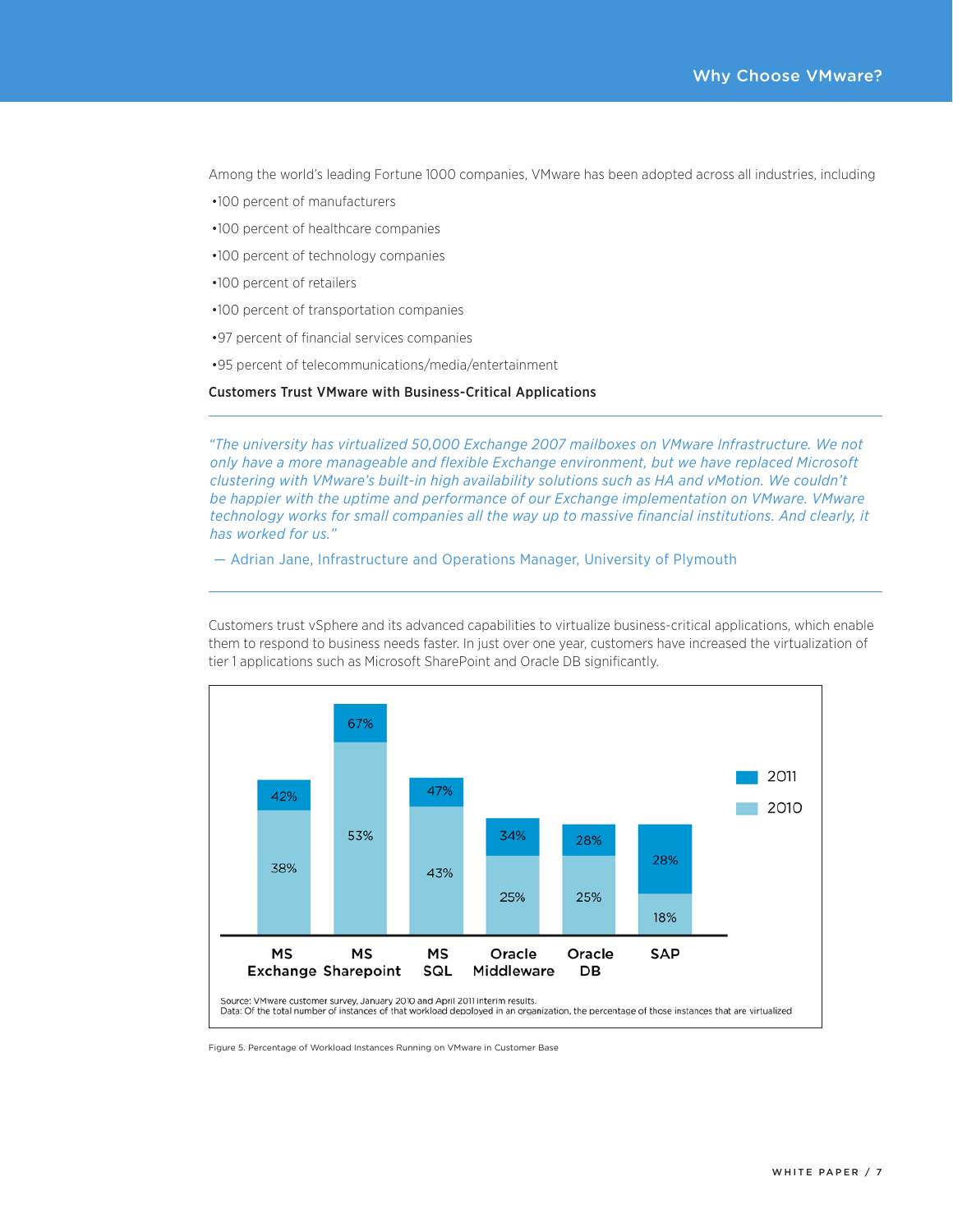Among the world's leading Fortune 1000 companies, VMware has been adopted across all industries, including

- 100 percent of manufacturers
- 100 percent of healthcare companies
- 100 percent of technology companies
- 100 percent of retailers
- 100 percent of transportation companies
- 97 percent of financial services companies
- 95 percent of telecommunications/media/entertainment

**Customers Trust VMware with Business-Critical Applications**

---

*"The university has virtualized 50,000 Exchange 2007 mailboxes on VMware Infrastructure. We not only have a more manageable and flexible Exchange environment, but we have replaced Microsoft clustering with VMware's built-in high availability solutions such as HA and vMotion. We couldn't be happier with the uptime and performance of our Exchange implementation on VMware. VMware technology works for small companies all the way up to massive financial institutions. And clearly, it has worked for us."*

— Adrian Jane, Infrastructure and Operations Manager, University of Plymouth

---

Customers trust vSphere and its advanced capabilities to virtualize business-critical applications, which enable them to respond to business needs faster. In just over one year, customers have increased the virtualization of tier 1 applications such as Microsoft SharePoint and Oracle DB significantly.

| | MS Exchange | MS Sharepoint | MS SQL | Oracle Middleware | Oracle DB | SAP |
|---|---|---|---|---|---|---|
| 2010 | 38% | 53% | 43% | 25% | 25% | 18% |
| 2011 | 42% | 67% | 47% | 34% | 28% | 28% |

Source: VMware customer survey, January 2010 and April 2011 interim results.
Data: Of the total number of instances of that workload depoloyed in an organization, the percentage of those instances that are virtualized

Figure 5. Percentage of Workload Instances Running on VMware in Customer Base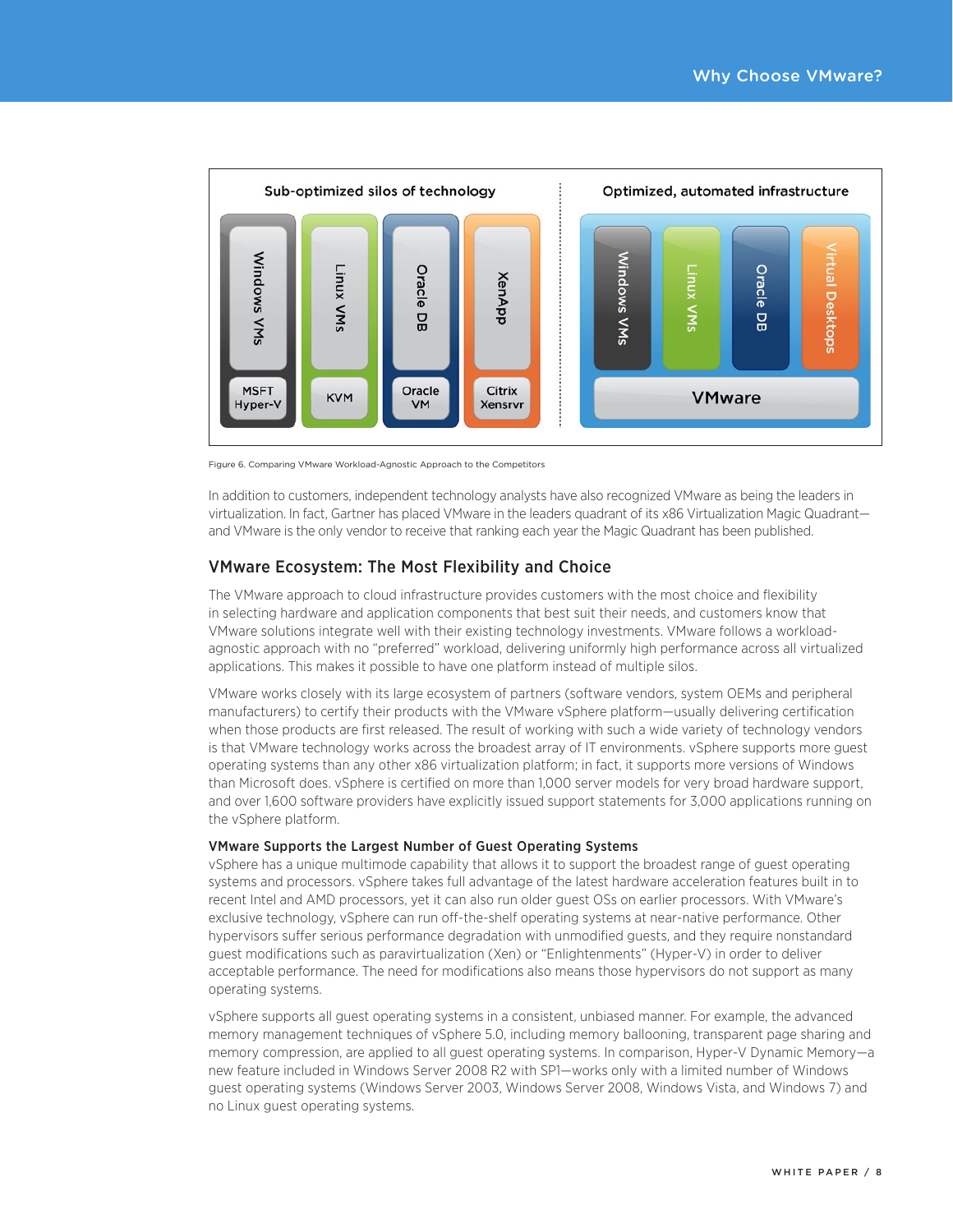Figure 6. Comparing VMware Workload-Agnostic Approach to the Competitors

In addition to customers, independent technology analysts have also recognized VMware as being the leaders in virtualization. In fact, Gartner has placed VMware in the leaders quadrant of its x86 Virtualization Magic Quadrant—and VMware is the only vendor to receive that ranking each year the Magic Quadrant has been published.

## VMware Ecosystem: The Most Flexibility and Choice

The VMware approach to cloud infrastructure provides customers with the most choice and flexibility in selecting hardware and application components that best suit their needs, and customers know that VMware solutions integrate well with their existing technology investments. VMware follows a workload-agnostic approach with no "preferred" workload, delivering uniformly high performance across all virtualized applications. This makes it possible to have one platform instead of multiple silos.

VMware works closely with its large ecosystem of partners (software vendors, system OEMs and peripheral manufacturers) to certify their products with the VMware vSphere platform—usually delivering certification when those products are first released. The result of working with such a wide variety of technology vendors is that VMware technology works across the broadest array of IT environments. vSphere supports more guest operating systems than any other x86 virtualization platform; in fact, it supports more versions of Windows than Microsoft does. vSphere is certified on more than 1,000 server models for very broad hardware support, and over 1,600 software providers have explicitly issued support statements for 3,000 applications running on the vSphere platform.

### VMware Supports the Largest Number of Guest Operating Systems

vSphere has a unique multimode capability that allows it to support the broadest range of guest operating systems and processors. vSphere takes full advantage of the latest hardware acceleration features built in to recent Intel and AMD processors, yet it can also run older guest OSs on earlier processors. With VMware's exclusive technology, vSphere can run off-the-shelf operating systems at near-native performance. Other hypervisors suffer serious performance degradation with unmodified guests, and they require nonstandard guest modifications such as paravirtualization (Xen) or "Enlightenments" (Hyper-V) in order to deliver acceptable performance. The need for modifications also means those hypervisors do not support as many operating systems.

vSphere supports all guest operating systems in a consistent, unbiased manner. For example, the advanced memory management techniques of vSphere 5.0, including memory ballooning, transparent page sharing and memory compression, are applied to all guest operating systems. In comparison, Hyper-V Dynamic Memory—a new feature included in Windows Server 2008 R2 with SP1—works only with a limited number of Windows guest operating systems (Windows Server 2003, Windows Server 2008, Windows Vista, and Windows 7) and no Linux guest operating systems.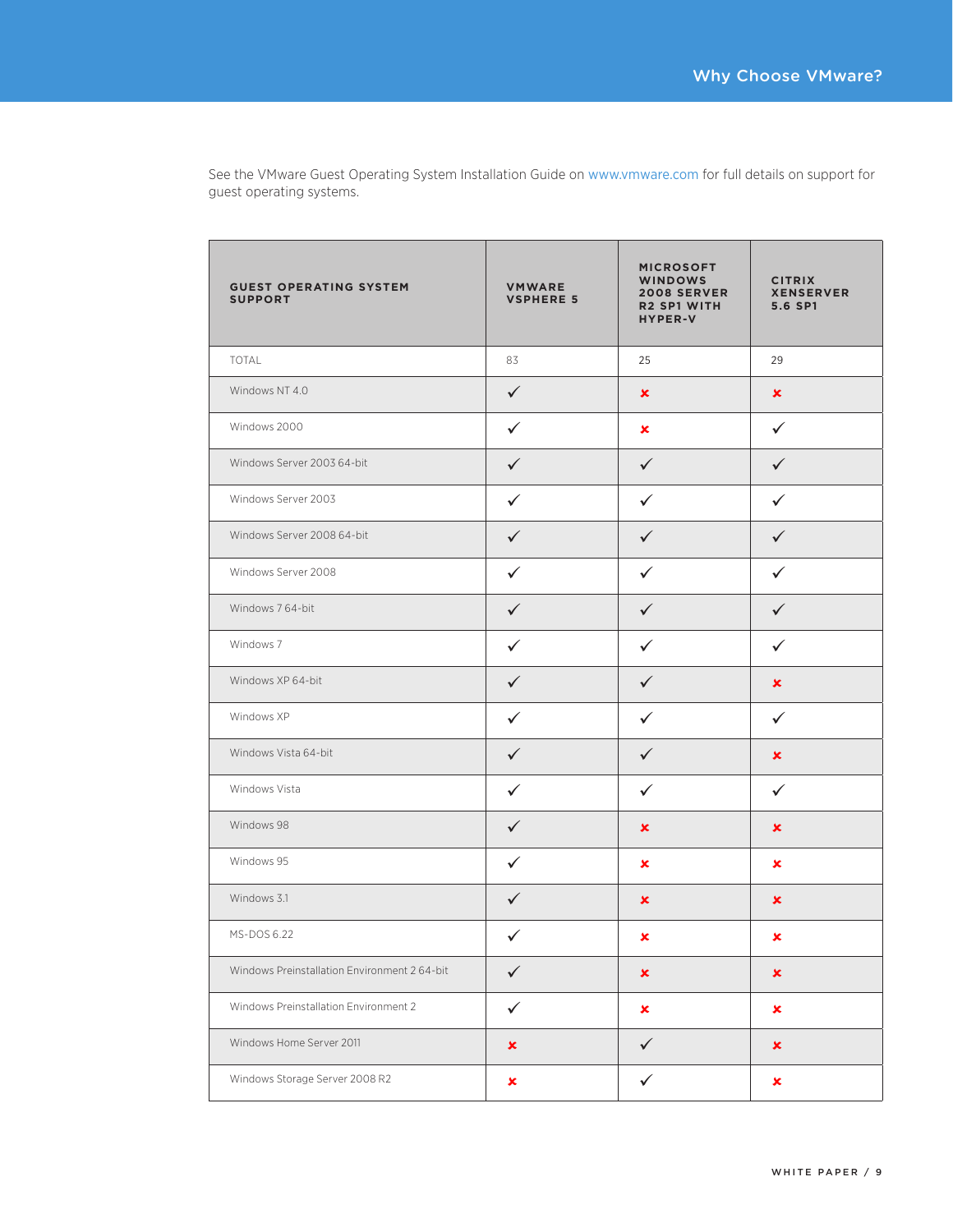See the VMware Guest Operating System Installation Guide on www.vmware.com for full details on support for guest operating systems.

| GUEST OPERATING SYSTEM SUPPORT | VMWARE VSPHERE 5 | MICROSOFT WINDOWS 2008 SERVER R2 SP1 WITH HYPER-V | CITRIX XENSERVER 5.6 SP1 |
|---|---|---|---|
| TOTAL | 83 | 25 | 29 |
| Windows NT 4.0 | ✓ | ✗ | ✗ |
| Windows 2000 | ✓ | ✗ | ✓ |
| Windows Server 2003 64-bit | ✓ | ✓ | ✓ |
| Windows Server 2003 | ✓ | ✓ | ✓ |
| Windows Server 2008 64-bit | ✓ | ✓ | ✓ |
| Windows Server 2008 | ✓ | ✓ | ✓ |
| Windows 7 64-bit | ✓ | ✓ | ✓ |
| Windows 7 | ✓ | ✓ | ✓ |
| Windows XP 64-bit | ✓ | ✓ | ✗ |
| Windows XP | ✓ | ✓ | ✓ |
| Windows Vista 64-bit | ✓ | ✓ | ✗ |
| Windows Vista | ✓ | ✓ | ✓ |
| Windows 98 | ✓ | ✗ | ✗ |
| Windows 95 | ✓ | ✗ | ✗ |
| Windows 3.1 | ✓ | ✗ | ✗ |
| MS-DOS 6.22 | ✓ | ✗ | ✗ |
| Windows Preinstallation Environment 2 64-bit | ✓ | ✗ | ✗ |
| Windows Preinstallation Environment 2 | ✓ | ✗ | ✗ |
| Windows Home Server 2011 | ✗ | ✓ | ✗ |
| Windows Storage Server 2008 R2 | ✗ | ✓ | ✗ |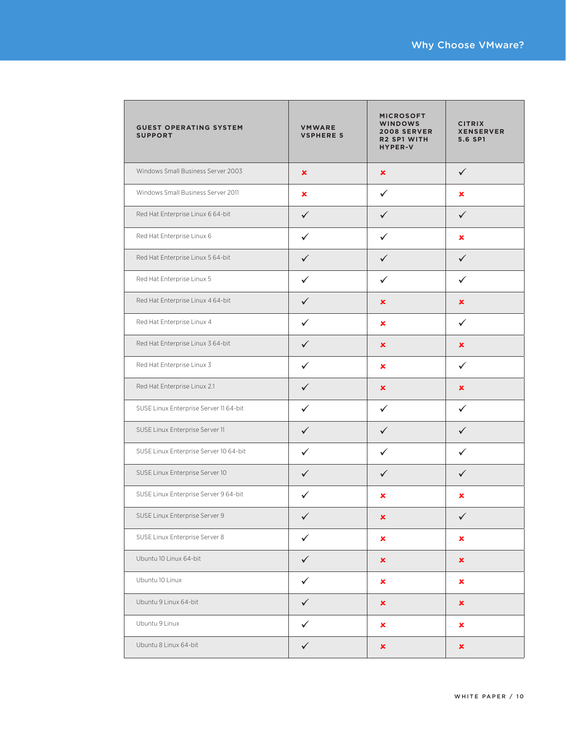| GUEST OPERATING SYSTEM SUPPORT | VMWARE VSPHERE 5 | MICROSOFT WINDOWS 2008 SERVER R2 SP1 WITH HYPER-V | CITRIX XENSERVER 5.6 SP1 |
|---|---|---|---|
| Windows Small Business Server 2003 | ✘ | ✘ | ✓ |
| Windows Small Business Server 2011 | ✘ | ✓ | ✘ |
| Red Hat Enterprise Linux 6 64-bit | ✓ | ✓ | ✓ |
| Red Hat Enterprise Linux 6 | ✓ | ✓ | ✘ |
| Red Hat Enterprise Linux 5 64-bit | ✓ | ✓ | ✓ |
| Red Hat Enterprise Linux 5 | ✓ | ✓ | ✓ |
| Red Hat Enterprise Linux 4 64-bit | ✓ | ✘ | ✘ |
| Red Hat Enterprise Linux 4 | ✓ | ✘ | ✓ |
| Red Hat Enterprise Linux 3 64-bit | ✓ | ✘ | ✘ |
| Red Hat Enterprise Linux 3 | ✓ | ✘ | ✓ |
| Red Hat Enterprise Linux 2.1 | ✓ | ✘ | ✘ |
| SUSE Linux Enterprise Server 11 64-bit | ✓ | ✓ | ✓ |
| SUSE Linux Enterprise Server 11 | ✓ | ✓ | ✓ |
| SUSE Linux Enterprise Server 10 64-bit | ✓ | ✓ | ✓ |
| SUSE Linux Enterprise Server 10 | ✓ | ✓ | ✓ |
| SUSE Linux Enterprise Server 9 64-bit | ✓ | ✘ | ✘ |
| SUSE Linux Enterprise Server 9 | ✓ | ✘ | ✓ |
| SUSE Linux Enterprise Server 8 | ✓ | ✘ | ✘ |
| Ubuntu 10 Linux 64-bit | ✓ | ✘ | ✘ |
| Ubuntu 10 Linux | ✓ | ✘ | ✘ |
| Ubuntu 9 Linux 64-bit | ✓ | ✘ | ✘ |
| Ubuntu 9 Linux | ✓ | ✘ | ✘ |
| Ubuntu 8 Linux 64-bit | ✓ | ✘ | ✘ |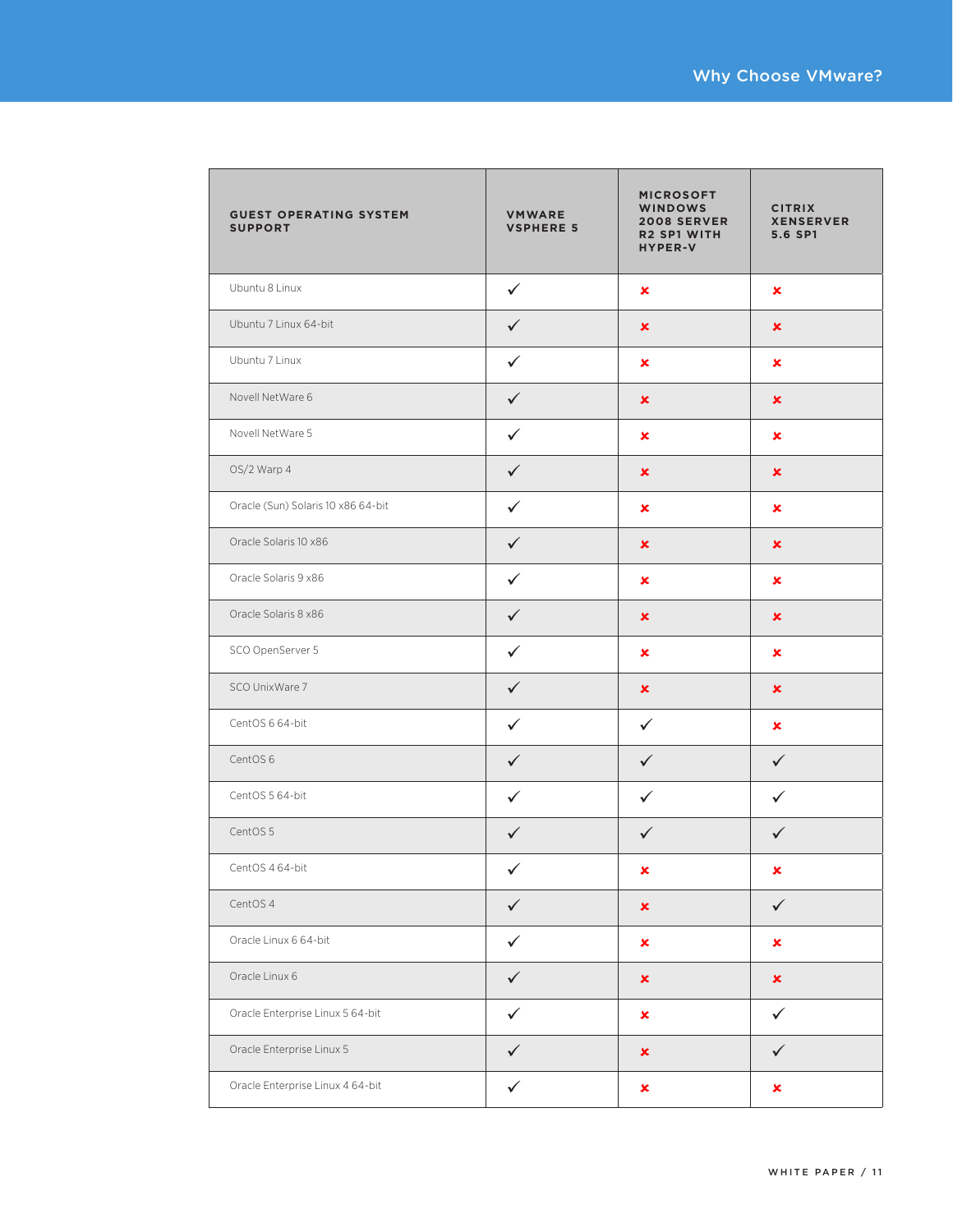| GUEST OPERATING SYSTEM SUPPORT | VMWARE VSPHERE 5 | MICROSOFT WINDOWS 2008 SERVER R2 SP1 WITH HYPER-V | CITRIX XENSERVER 5.6 SP1 |
|---|---|---|---|
| Ubuntu 8 Linux | ✓ | ✗ | ✗ |
| Ubuntu 7 Linux 64-bit | ✓ | ✗ | ✗ |
| Ubuntu 7 Linux | ✓ | ✗ | ✗ |
| Novell NetWare 6 | ✓ | ✗ | ✗ |
| Novell NetWare 5 | ✓ | ✗ | ✗ |
| OS/2 Warp 4 | ✓ | ✗ | ✗ |
| Oracle (Sun) Solaris 10 x86 64-bit | ✓ | ✗ | ✗ |
| Oracle Solaris 10 x86 | ✓ | ✗ | ✗ |
| Oracle Solaris 9 x86 | ✓ | ✗ | ✗ |
| Oracle Solaris 8 x86 | ✓ | ✗ | ✗ |
| SCO OpenServer 5 | ✓ | ✗ | ✗ |
| SCO UnixWare 7 | ✓ | ✗ | ✗ |
| CentOS 6 64-bit | ✓ | ✓ | ✗ |
| CentOS 6 | ✓ | ✓ | ✓ |
| CentOS 5 64-bit | ✓ | ✓ | ✓ |
| CentOS 5 | ✓ | ✓ | ✓ |
| CentOS 4 64-bit | ✓ | ✗ | ✗ |
| CentOS 4 | ✓ | ✗ | ✓ |
| Oracle Linux 6 64-bit | ✓ | ✗ | ✗ |
| Oracle Linux 6 | ✓ | ✗ | ✗ |
| Oracle Enterprise Linux 5 64-bit | ✓ | ✗ | ✓ |
| Oracle Enterprise Linux 5 | ✓ | ✗ | ✓ |
| Oracle Enterprise Linux 4 64-bit | ✓ | ✗ | ✗ |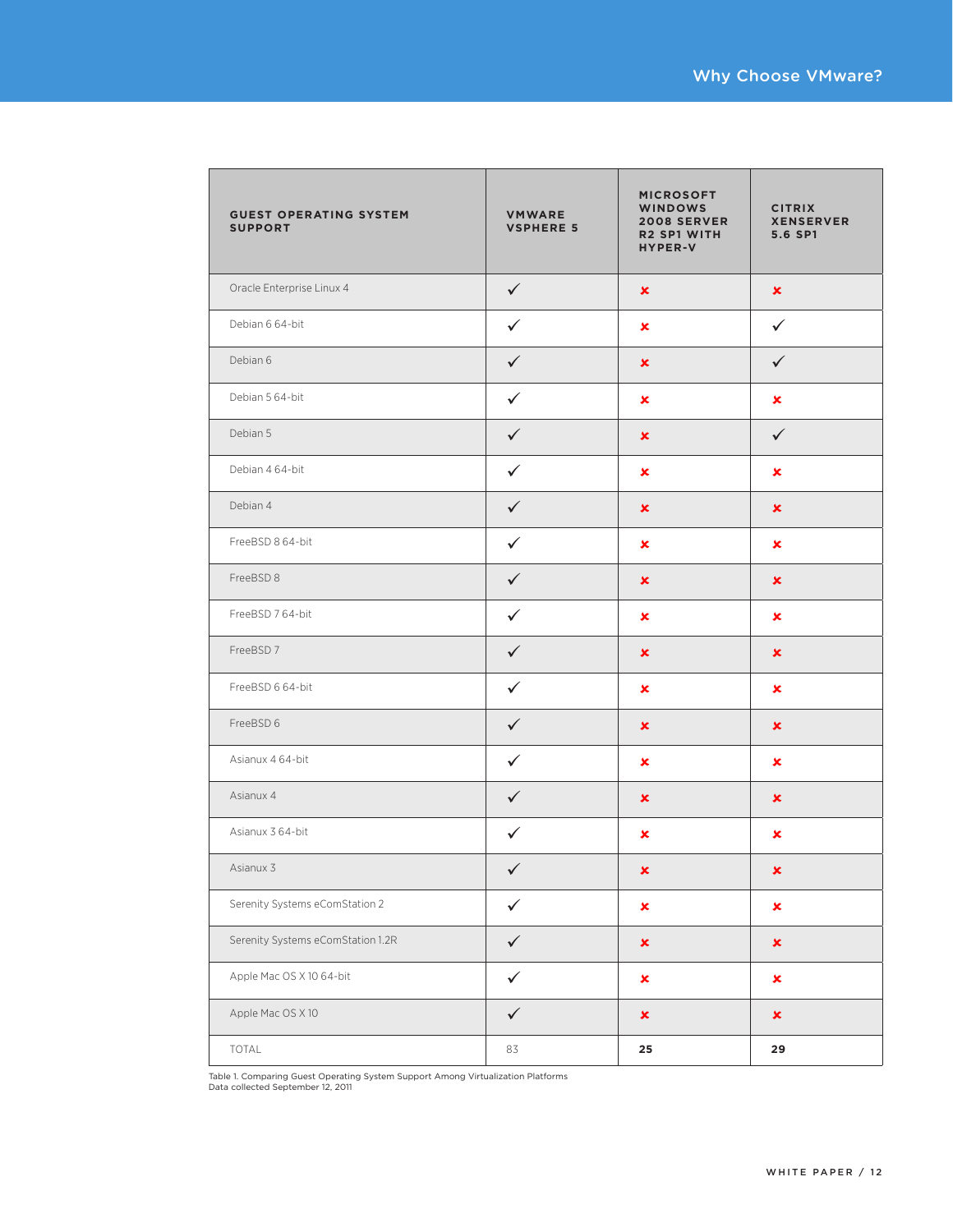| GUEST OPERATING SYSTEM SUPPORT | VMWARE VSPHERE 5 | MICROSOFT WINDOWS 2008 SERVER R2 SP1 WITH HYPER-V | CITRIX XENSERVER 5.6 SP1 |
|---|---|---|---|
| Oracle Enterprise Linux 4 | ✓ | ✘ | ✘ |
| Debian 6 64-bit | ✓ | ✘ | ✓ |
| Debian 6 | ✓ | ✘ | ✓ |
| Debian 5 64-bit | ✓ | ✘ | ✘ |
| Debian 5 | ✓ | ✘ | ✓ |
| Debian 4 64-bit | ✓ | ✘ | ✘ |
| Debian 4 | ✓ | ✘ | ✘ |
| FreeBSD 8 64-bit | ✓ | ✘ | ✘ |
| FreeBSD 8 | ✓ | ✘ | ✘ |
| FreeBSD 7 64-bit | ✓ | ✘ | ✘ |
| FreeBSD 7 | ✓ | ✘ | ✘ |
| FreeBSD 6 64-bit | ✓ | ✘ | ✘ |
| FreeBSD 6 | ✓ | ✘ | ✘ |
| Asianux 4 64-bit | ✓ | ✘ | ✘ |
| Asianux 4 | ✓ | ✘ | ✘ |
| Asianux 3 64-bit | ✓ | ✘ | ✘ |
| Asianux 3 | ✓ | ✘ | ✘ |
| Serenity Systems eComStation 2 | ✓ | ✘ | ✘ |
| Serenity Systems eComStation 1.2R | ✓ | ✘ | ✘ |
| Apple Mac OS X 10 64-bit | ✓ | ✘ | ✘ |
| Apple Mac OS X 10 | ✓ | ✘ | ✘ |
| TOTAL | 83 | **25** | **29** |

Table 1. Comparing Guest Operating System Support Among Virtualization Platforms
Data collected September 12, 2011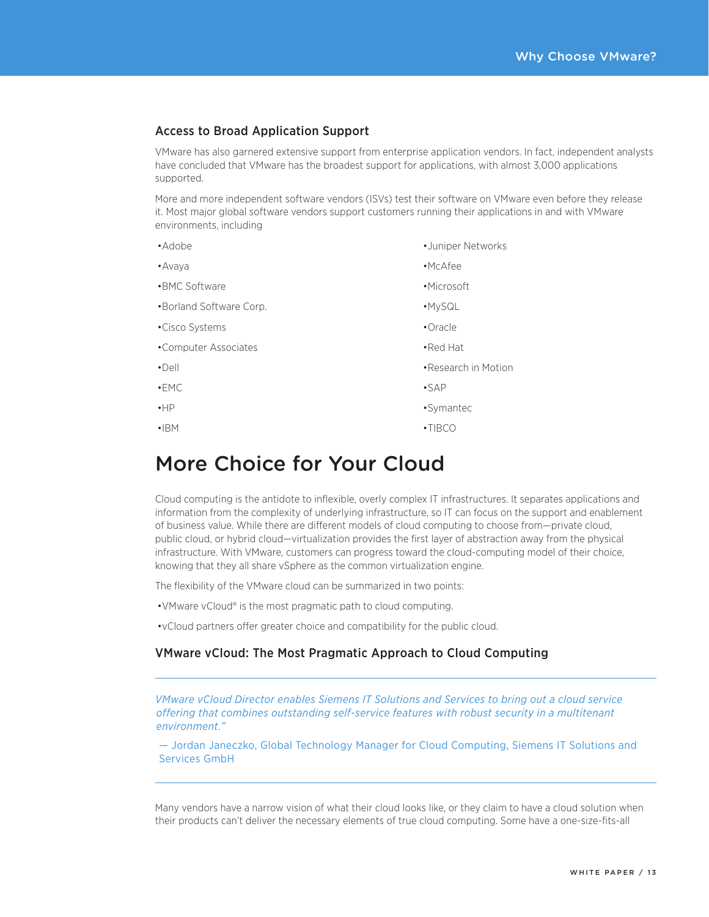### Access to Broad Application Support

VMware has also garnered extensive support from enterprise application vendors. In fact, independent analysts have concluded that VMware has the broadest support for applications, with almost 3,000 applications supported.

More and more independent software vendors (ISVs) test their software on VMware even before they release it. Most major global software vendors support customers running their applications in and with VMware environments, including

- Adobe
- Avaya
- BMC Software
- Borland Software Corp.
- Cisco Systems
- Computer Associates
- Dell
- EMC
- HP
- IBM
- Juniper Networks
- McAfee
- Microsoft
- MySQL
- Oracle
- Red Hat
- Research in Motion
- SAP
- Symantec
- TIBCO

## More Choice for Your Cloud

Cloud computing is the antidote to inflexible, overly complex IT infrastructures. It separates applications and information from the complexity of underlying infrastructure, so IT can focus on the support and enablement of business value. While there are different models of cloud computing to choose from—private cloud, public cloud, or hybrid cloud—virtualization provides the first layer of abstraction away from the physical infrastructure. With VMware, customers can progress toward the cloud-computing model of their choice, knowing that they all share vSphere as the common virtualization engine.

The flexibility of the VMware cloud can be summarized in two points:

- VMware vCloud® is the most pragmatic path to cloud computing.
- vCloud partners offer greater choice and compatibility for the public cloud.

### VMware vCloud: The Most Pragmatic Approach to Cloud Computing

---

*VMware vCloud Director enables Siemens IT Solutions and Services to bring out a cloud service offering that combines outstanding self-service features with robust security in a multitenant environment."*

— Jordan Janeczko, Global Technology Manager for Cloud Computing, Siemens IT Solutions and Services GmbH

---

Many vendors have a narrow vision of what their cloud looks like, or they claim to have a cloud solution when their products can't deliver the necessary elements of true cloud computing. Some have a one-size-fits-all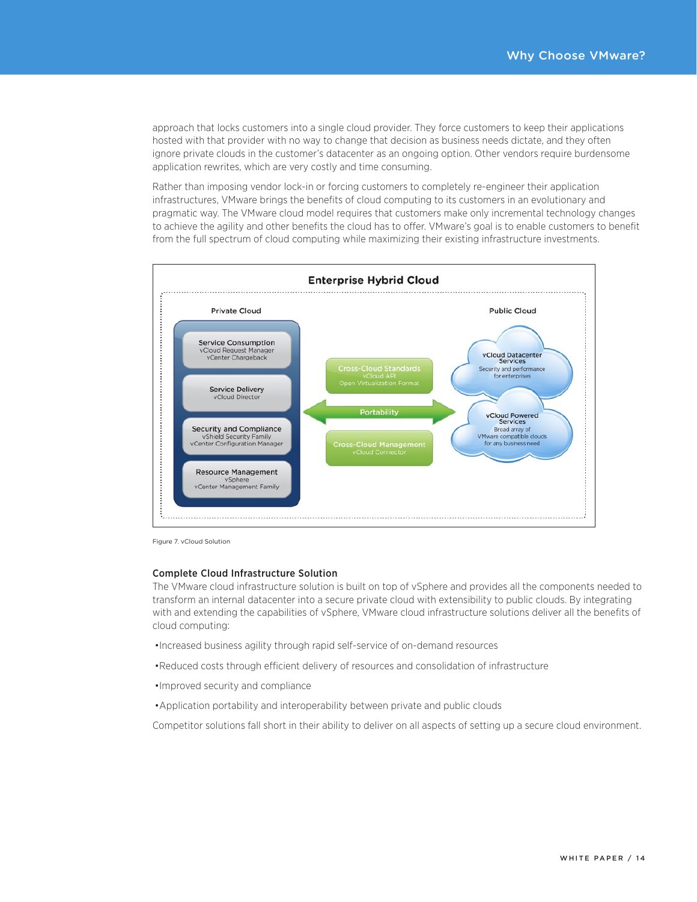approach that locks customers into a single cloud provider. They force customers to keep their applications hosted with that provider with no way to change that decision as business needs dictate, and they often ignore private clouds in the customer's datacenter as an ongoing option. Other vendors require burdensome application rewrites, which are very costly and time consuming.

Rather than imposing vendor lock-in or forcing customers to completely re-engineer their application infrastructures, VMware brings the benefits of cloud computing to its customers in an evolutionary and pragmatic way. The VMware cloud model requires that customers make only incremental technology changes to achieve the agility and other benefits the cloud has to offer. VMware's goal is to enable customers to benefit from the full spectrum of cloud computing while maximizing their existing infrastructure investments.

Figure 7. vCloud Solution

### Complete Cloud Infrastructure Solution

The VMware cloud infrastructure solution is built on top of vSphere and provides all the components needed to transform an internal datacenter into a secure private cloud with extensibility to public clouds. By integrating with and extending the capabilities of vSphere, VMware cloud infrastructure solutions deliver all the benefits of cloud computing:

- Increased business agility through rapid self-service of on-demand resources
- Reduced costs through efficient delivery of resources and consolidation of infrastructure
- Improved security and compliance
- Application portability and interoperability between private and public clouds

Competitor solutions fall short in their ability to deliver on all aspects of setting up a secure cloud environment.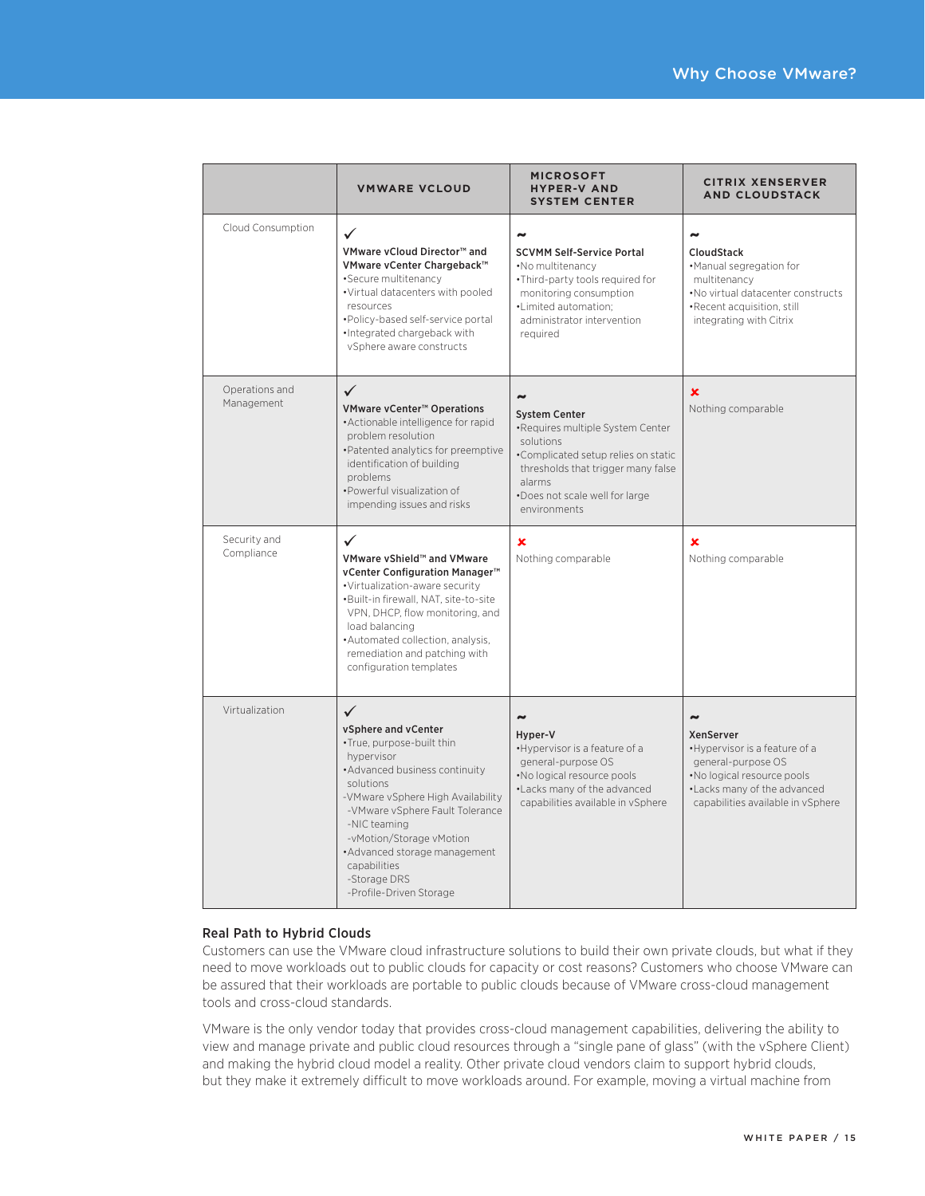| | VMWARE VCLOUD | MICROSOFT HYPER-V AND SYSTEM CENTER | CITRIX XENSERVER AND CLOUDSTACK |
|---|---|---|---|
| Cloud Consumption | ✓ **VMware vCloud Director™ and VMware vCenter Chargeback™** •Secure multitenancy •Virtual datacenters with pooled resources •Policy-based self-service portal •Integrated chargeback with vSphere aware constructs | ~ **SCVMM Self-Service Portal** •No multitenancy •Third-party tools required for monitoring consumption •Limited automation; administrator intervention required | ~ **CloudStack** •Manual segregation for multitenancy •No virtual datacenter constructs •Recent acquisition, still integrating with Citrix |
| Operations and Management | ✓ **VMware vCenter™ Operations** •Actionable intelligence for rapid problem resolution •Patented analytics for preemptive identification of building problems •Powerful visualization of impending issues and risks | ~ **System Center** •Requires multiple System Center solutions •Complicated setup relies on static thresholds that trigger many false alarms •Does not scale well for large environments | ✘ Nothing comparable |
| Security and Compliance | ✓ **VMware vShield™ and VMware vCenter Configuration Manager™** •Virtualization-aware security •Built-in firewall, NAT, site-to-site VPN, DHCP, flow monitoring, and load balancing •Automated collection, analysis, remediation and patching with configuration templates | ✘ Nothing comparable | ✘ Nothing comparable |
| Virtualization | ✓ **vSphere and vCenter** •True, purpose-built thin hypervisor •Advanced business continuity solutions -VMware vSphere High Availability -VMware vSphere Fault Tolerance -NIC teaming -vMotion/Storage vMotion •Advanced storage management capabilities -Storage DRS -Profile-Driven Storage | ~ **Hyper-V** •Hypervisor is a feature of a general-purpose OS •No logical resource pools •Lacks many of the advanced capabilities available in vSphere | ~ **XenServer** •Hypervisor is a feature of a general-purpose OS •No logical resource pools •Lacks many of the advanced capabilities available in vSphere |

### Real Path to Hybrid Clouds

Customers can use the VMware cloud infrastructure solutions to build their own private clouds, but what if they need to move workloads out to public clouds for capacity or cost reasons? Customers who choose VMware can be assured that their workloads are portable to public clouds because of VMware cross-cloud management tools and cross-cloud standards.

VMware is the only vendor today that provides cross-cloud management capabilities, delivering the ability to view and manage private and public cloud resources through a "single pane of glass" (with the vSphere Client) and making the hybrid cloud model a reality. Other private cloud vendors claim to support hybrid clouds, but they make it extremely difficult to move workloads around. For example, moving a virtual machine from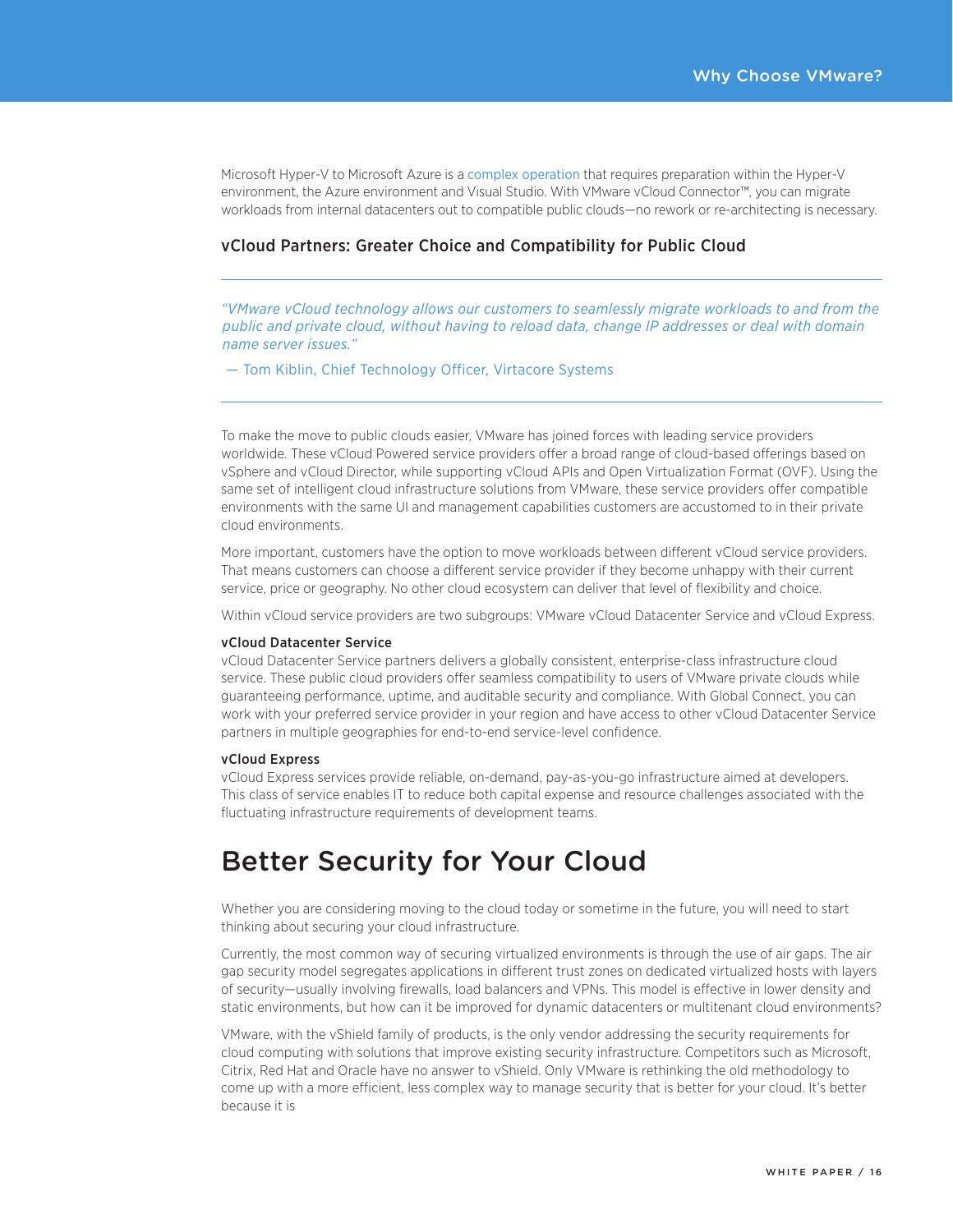Microsoft Hyper-V to Microsoft Azure is a complex operation that requires preparation within the Hyper-V environment, the Azure environment and Visual Studio. With VMware vCloud Connector™, you can migrate workloads from internal datacenters out to compatible public clouds—no rework or re-architecting is necessary.

### vCloud Partners: Greater Choice and Compatibility for Public Cloud

---

*"VMware vCloud technology allows our customers to seamlessly migrate workloads to and from the public and private cloud, without having to reload data, change IP addresses or deal with domain name server issues."*

— Tom Kiblin, Chief Technology Officer, Virtacore Systems

---

To make the move to public clouds easier, VMware has joined forces with leading service providers worldwide. These vCloud Powered service providers offer a broad range of cloud-based offerings based on vSphere and vCloud Director, while supporting vCloud APIs and Open Virtualization Format (OVF). Using the same set of intelligent cloud infrastructure solutions from VMware, these service providers offer compatible environments with the same UI and management capabilities customers are accustomed to in their private cloud environments.

More important, customers have the option to move workloads between different vCloud service providers. That means customers can choose a different service provider if they become unhappy with their current service, price or geography. No other cloud ecosystem can deliver that level of flexibility and choice.

Within vCloud service providers are two subgroups: VMware vCloud Datacenter Service and vCloud Express.

**vCloud Datacenter Service**
vCloud Datacenter Service partners delivers a globally consistent, enterprise-class infrastructure cloud service. These public cloud providers offer seamless compatibility to users of VMware private clouds while guaranteeing performance, uptime, and auditable security and compliance. With Global Connect, you can work with your preferred service provider in your region and have access to other vCloud Datacenter Service partners in multiple geographies for end-to-end service-level confidence.

**vCloud Express**
vCloud Express services provide reliable, on-demand, pay-as-you-go infrastructure aimed at developers. This class of service enables IT to reduce both capital expense and resource challenges associated with the fluctuating infrastructure requirements of development teams.

## Better Security for Your Cloud

Whether you are considering moving to the cloud today or sometime in the future, you will need to start thinking about securing your cloud infrastructure.

Currently, the most common way of securing virtualized environments is through the use of air gaps. The air gap security model segregates applications in different trust zones on dedicated virtualized hosts with layers of security—usually involving firewalls, load balancers and VPNs. This model is effective in lower density and static environments, but how can it be improved for dynamic datacenters or multitenant cloud environments?

VMware, with the vShield family of products, is the only vendor addressing the security requirements for cloud computing with solutions that improve existing security infrastructure. Competitors such as Microsoft, Citrix, Red Hat and Oracle have no answer to vShield. Only VMware is rethinking the old methodology to come up with a more efficient, less complex way to manage security that is better for your cloud. It's better because it is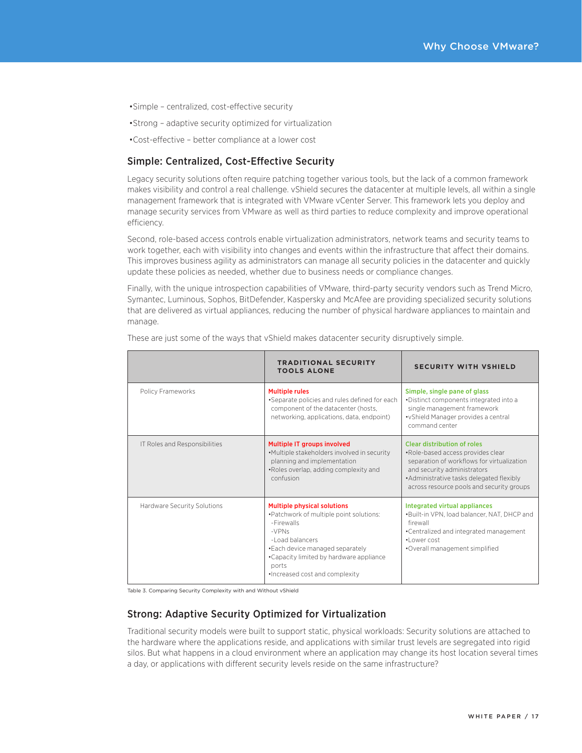- Simple – centralized, cost-effective security
- Strong – adaptive security optimized for virtualization
- Cost-effective – better compliance at a lower cost

## Simple: Centralized, Cost-Effective Security

Legacy security solutions often require patching together various tools, but the lack of a common framework makes visibility and control a real challenge. vShield secures the datacenter at multiple levels, all within a single management framework that is integrated with VMware vCenter Server. This framework lets you deploy and manage security services from VMware as well as third parties to reduce complexity and improve operational efficiency.

Second, role-based access controls enable virtualization administrators, network teams and security teams to work together, each with visibility into changes and events within the infrastructure that affect their domains. This improves business agility as administrators can manage all security policies in the datacenter and quickly update these policies as needed, whether due to business needs or compliance changes.

Finally, with the unique introspection capabilities of VMware, third-party security vendors such as Trend Micro, Symantec, Luminous, Sophos, BitDefender, Kaspersky and McAfee are providing specialized security solutions that are delivered as virtual appliances, reducing the number of physical hardware appliances to maintain and manage.

These are just some of the ways that vShield makes datacenter security disruptively simple.

| | TRADITIONAL SECURITY TOOLS ALONE | SECURITY WITH VSHIELD |
|---|---|---|
| Policy Frameworks | **Multiple rules**<br>•Separate policies and rules defined for each component of the datacenter (hosts, networking, applications, data, endpoint) | **Simple, single pane of glass**<br>•Distinct components integrated into a single management framework<br>•vShield Manager provides a central command center |
| IT Roles and Responsibilities | **Multiple IT groups involved**<br>•Multiple stakeholders involved in security planning and implementation<br>•Roles overlap, adding complexity and confusion | **Clear distribution of roles**<br>•Role-based access provides clear separation of workflows for virtualization and security administrators<br>•Administrative tasks delegated flexibly across resource pools and security groups |
| Hardware Security Solutions | **Multiple physical solutions**<br>•Patchwork of multiple point solutions:<br>-Firewalls<br>-VPNs<br>-Load balancers<br>•Each device managed separately<br>•Capacity limited by hardware appliance ports<br>•Increased cost and complexity | **Integrated virtual appliances**<br>•Built-in VPN, load balancer, NAT, DHCP and firewall<br>•Centralized and integrated management<br>•Lower cost<br>•Overall management simplified |

Table 3. Comparing Security Complexity with and Without vShield

## Strong: Adaptive Security Optimized for Virtualization

Traditional security models were built to support static, physical workloads: Security solutions are attached to the hardware where the applications reside, and applications with similar trust levels are segregated into rigid silos. But what happens in a cloud environment where an application may change its host location several times a day, or applications with different security levels reside on the same infrastructure?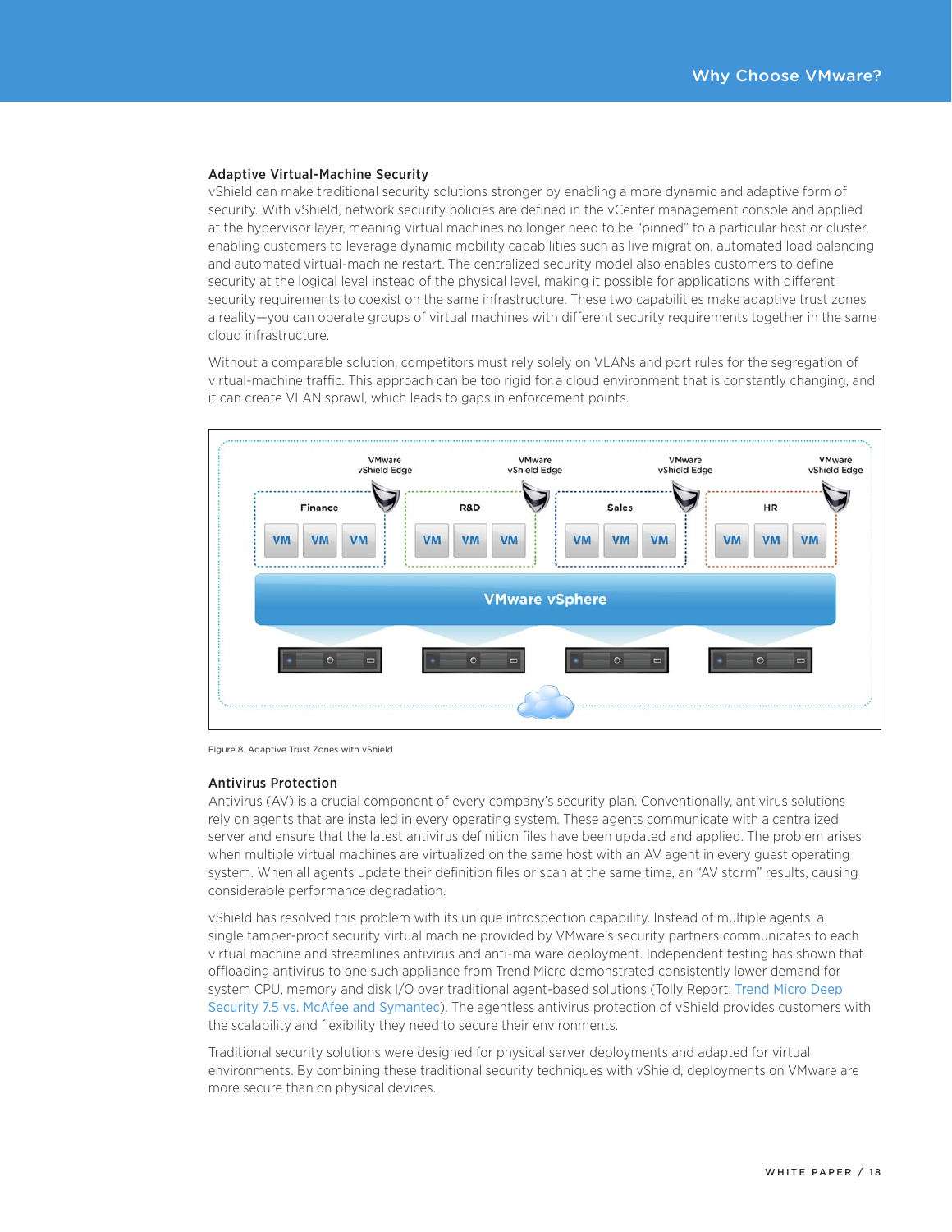### Adaptive Virtual-Machine Security

vShield can make traditional security solutions stronger by enabling a more dynamic and adaptive form of security. With vShield, network security policies are defined in the vCenter management console and applied at the hypervisor layer, meaning virtual machines no longer need to be "pinned" to a particular host or cluster, enabling customers to leverage dynamic mobility capabilities such as live migration, automated load balancing and automated virtual-machine restart. The centralized security model also enables customers to define security at the logical level instead of the physical level, making it possible for applications with different security requirements to coexist on the same infrastructure. These two capabilities make adaptive trust zones a reality—you can operate groups of virtual machines with different security requirements together in the same cloud infrastructure.

Without a comparable solution, competitors must rely solely on VLANs and port rules for the segregation of virtual-machine traffic. This approach can be too rigid for a cloud environment that is constantly changing, and it can create VLAN sprawl, which leads to gaps in enforcement points.

Figure 8. Adaptive Trust Zones with vShield

### Antivirus Protection

Antivirus (AV) is a crucial component of every company's security plan. Conventionally, antivirus solutions rely on agents that are installed in every operating system. These agents communicate with a centralized server and ensure that the latest antivirus definition files have been updated and applied. The problem arises when multiple virtual machines are virtualized on the same host with an AV agent in every guest operating system. When all agents update their definition files or scan at the same time, an "AV storm" results, causing considerable performance degradation.

vShield has resolved this problem with its unique introspection capability. Instead of multiple agents, a single tamper-proof security virtual machine provided by VMware's security partners communicates to each virtual machine and streamlines antivirus and anti-malware deployment. Independent testing has shown that offloading antivirus to one such appliance from Trend Micro demonstrated consistently lower demand for system CPU, memory and disk I/O over traditional agent-based solutions (Tolly Report: Trend Micro Deep Security 7.5 vs. McAfee and Symantec). The agentless antivirus protection of vShield provides customers with the scalability and flexibility they need to secure their environments.

Traditional security solutions were designed for physical server deployments and adapted for virtual environments. By combining these traditional security techniques with vShield, deployments on VMware are more secure than on physical devices.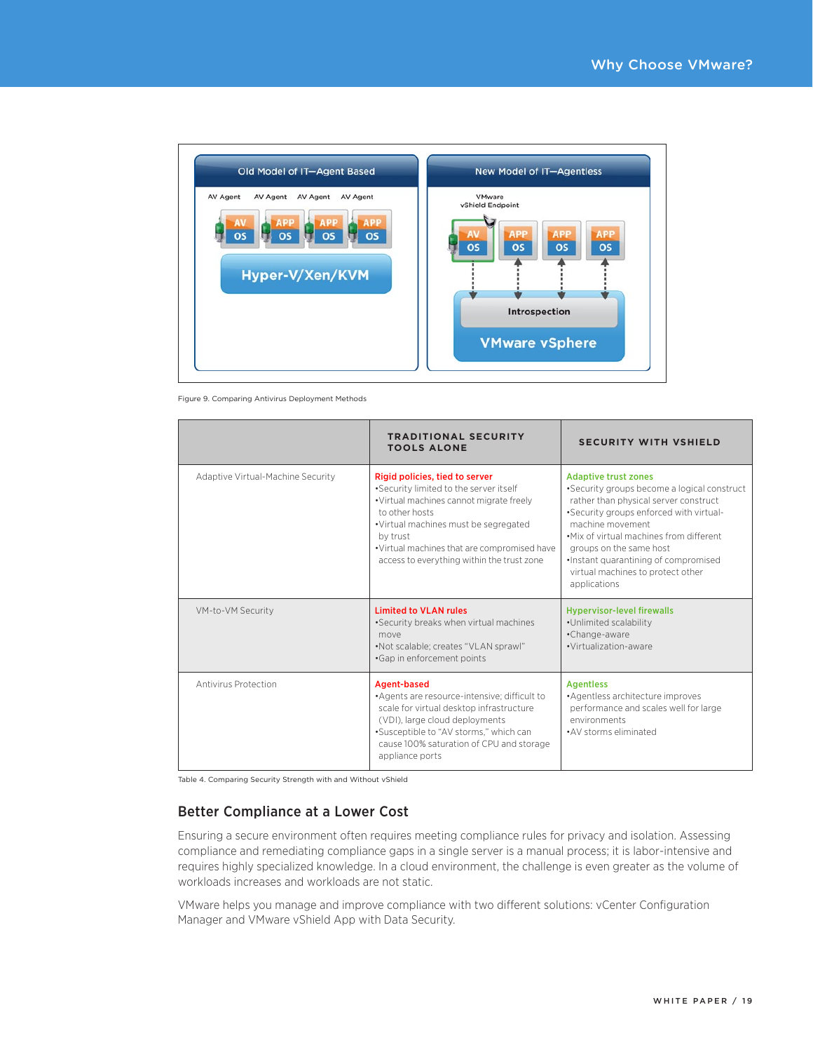Figure 9. Comparing Antivirus Deployment Methods

| | TRADITIONAL SECURITY TOOLS ALONE | SECURITY WITH VSHIELD |
|---|---|---|
| Adaptive Virtual-Machine Security | **Rigid policies, tied to server**<br>•Security limited to the server itself<br>•Virtual machines cannot migrate freely to other hosts<br>•Virtual machines must be segregated by trust<br>•Virtual machines that are compromised have access to everything within the trust zone | **Adaptive trust zones**<br>•Security groups become a logical construct rather than physical server construct<br>•Security groups enforced with virtual-machine movement<br>•Mix of virtual machines from different groups on the same host<br>•Instant quarantining of compromised virtual machines to protect other applications |
| VM-to-VM Security | **Limited to VLAN rules**<br>•Security breaks when virtual machines move<br>•Not scalable; creates "VLAN sprawl"<br>•Gap in enforcement points | **Hypervisor-level firewalls**<br>•Unlimited scalability<br>•Change-aware<br>•Virtualization-aware |
| Antivirus Protection | **Agent-based**<br>•Agents are resource-intensive; difficult to scale for virtual desktop infrastructure (VDI), large cloud deployments<br>•Susceptible to "AV storms," which can cause 100% saturation of CPU and storage appliance ports | **Agentless**<br>•Agentless architecture improves performance and scales well for large environments<br>•AV storms eliminated |

Table 4. Comparing Security Strength with and Without vShield

## Better Compliance at a Lower Cost

Ensuring a secure environment often requires meeting compliance rules for privacy and isolation. Assessing compliance and remediating compliance gaps in a single server is a manual process; it is labor-intensive and requires highly specialized knowledge. In a cloud environment, the challenge is even greater as the volume of workloads increases and workloads are not static.

VMware helps you manage and improve compliance with two different solutions: vCenter Configuration Manager and VMware vShield App with Data Security.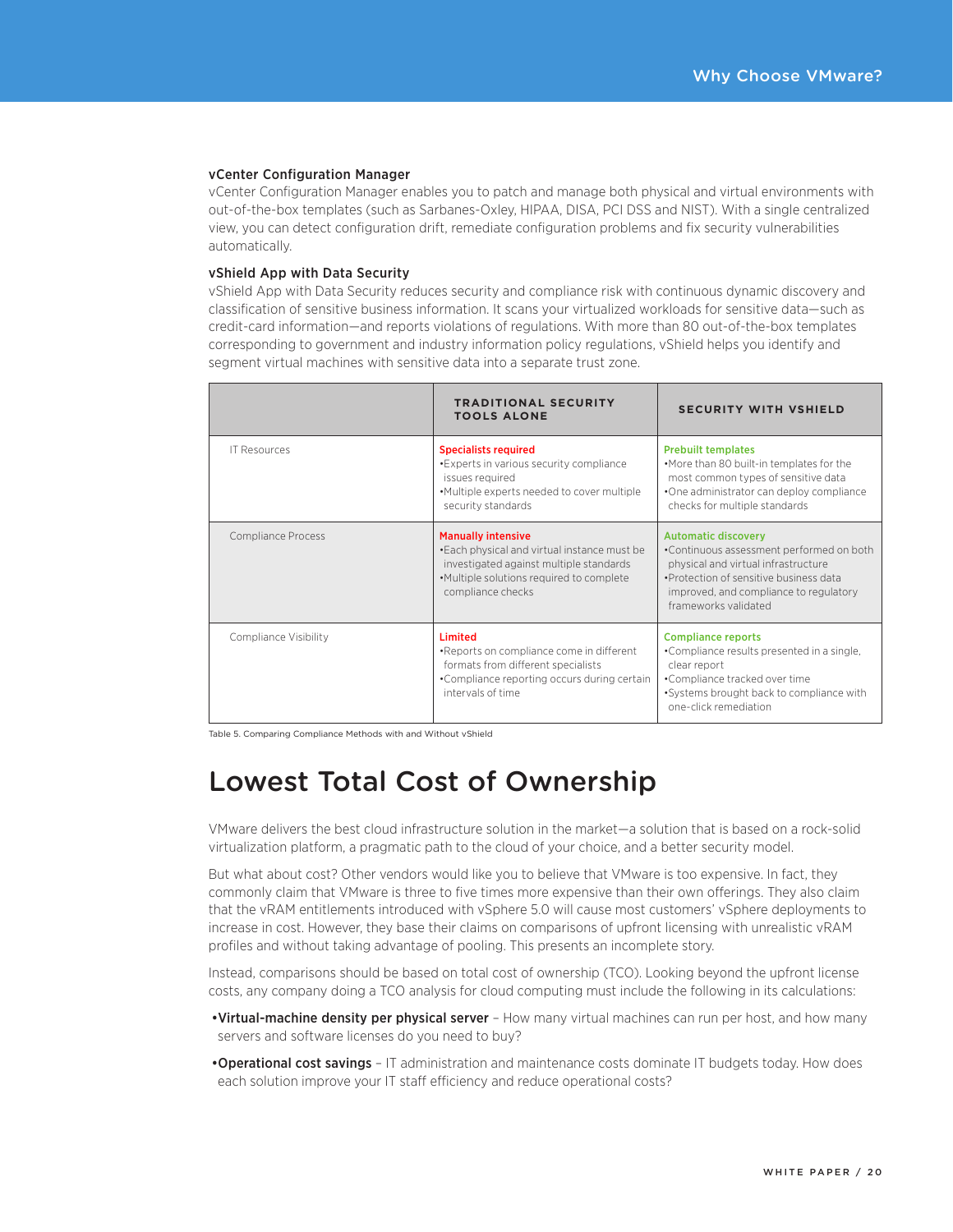### vCenter Configuration Manager

vCenter Configuration Manager enables you to patch and manage both physical and virtual environments with out-of-the-box templates (such as Sarbanes-Oxley, HIPAA, DISA, PCI DSS and NIST). With a single centralized view, you can detect configuration drift, remediate configuration problems and fix security vulnerabilities automatically.

### vShield App with Data Security

vShield App with Data Security reduces security and compliance risk with continuous dynamic discovery and classification of sensitive business information. It scans your virtualized workloads for sensitive data—such as credit-card information—and reports violations of regulations. With more than 80 out-of-the-box templates corresponding to government and industry information policy regulations, vShield helps you identify and segment virtual machines with sensitive data into a separate trust zone.

| | TRADITIONAL SECURITY TOOLS ALONE | SECURITY WITH VSHIELD |
|---|---|---|
| IT Resources | **Specialists required**<br>•Experts in various security compliance issues required<br>•Multiple experts needed to cover multiple security standards | **Prebuilt templates**<br>•More than 80 built-in templates for the most common types of sensitive data<br>•One administrator can deploy compliance checks for multiple standards |
| Compliance Process | **Manually intensive**<br>•Each physical and virtual instance must be investigated against multiple standards<br>•Multiple solutions required to complete compliance checks | **Automatic discovery**<br>•Continuous assessment performed on both physical and virtual infrastructure<br>•Protection of sensitive business data improved, and compliance to regulatory frameworks validated |
| Compliance Visibility | **Limited**<br>•Reports on compliance come in different formats from different specialists<br>•Compliance reporting occurs during certain intervals of time | **Compliance reports**<br>•Compliance results presented in a single, clear report<br>•Compliance tracked over time<br>•Systems brought back to compliance with one-click remediation |

Table 5. Comparing Compliance Methods with and Without vShield

# Lowest Total Cost of Ownership

VMware delivers the best cloud infrastructure solution in the market—a solution that is based on a rock-solid virtualization platform, a pragmatic path to the cloud of your choice, and a better security model.

But what about cost? Other vendors would like you to believe that VMware is too expensive. In fact, they commonly claim that VMware is three to five times more expensive than their own offerings. They also claim that the vRAM entitlements introduced with vSphere 5.0 will cause most customers' vSphere deployments to increase in cost. However, they base their claims on comparisons of upfront licensing with unrealistic vRAM profiles and without taking advantage of pooling. This presents an incomplete story.

Instead, comparisons should be based on total cost of ownership (TCO). Looking beyond the upfront license costs, any company doing a TCO analysis for cloud computing must include the following in its calculations:

- **Virtual-machine density per physical server** – How many virtual machines can run per host, and how many servers and software licenses do you need to buy?
- **Operational cost savings** – IT administration and maintenance costs dominate IT budgets today. How does each solution improve your IT staff efficiency and reduce operational costs?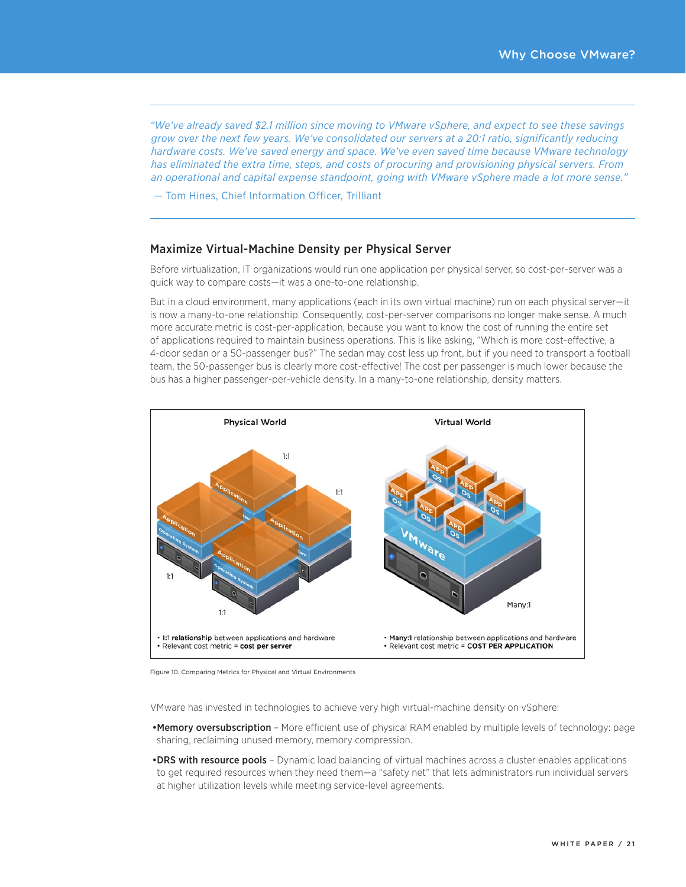> *"We've already saved $2.1 million since moving to VMware vSphere, and expect to see these savings grow over the next few years. We've consolidated our servers at a 20:1 ratio, significantly reducing hardware costs. We've saved energy and space. We've even saved time because VMware technology has eliminated the extra time, steps, and costs of procuring and provisioning physical servers. From an operational and capital expense standpoint, going with VMware vSphere made a lot more sense."*
>
> — Tom Hines, Chief Information Officer, Trilliant

## Maximize Virtual-Machine Density per Physical Server

Before virtualization, IT organizations would run one application per physical server, so cost-per-server was a quick way to compare costs—it was a one-to-one relationship.

But in a cloud environment, many applications (each in its own virtual machine) run on each physical server—it is now a many-to-one relationship. Consequently, cost-per-server comparisons no longer make sense. A much more accurate metric is cost-per-application, because you want to know the cost of running the entire set of applications required to maintain business operations. This is like asking, "Which is more cost-effective, a 4-door sedan or a 50-passenger bus?" The sedan may cost less up front, but if you need to transport a football team, the 50-passenger bus is clearly more cost-effective! The cost per passenger is much lower because the bus has a higher passenger-per-vehicle density. In a many-to-one relationship, density matters.

**Physical World**

- **1:1 relationship** between applications and hardware
- Relevant cost metric = **cost per server**

**Virtual World**

- **Many:1** relationship between applications and hardware
- Relevant cost metric = **COST PER APPLICATION**

Figure 10. Comparing Metrics for Physical and Virtual Environments

VMware has invested in technologies to achieve very high virtual-machine density on vSphere:

- **Memory oversubscription** – More efficient use of physical RAM enabled by multiple levels of technology: page sharing, reclaiming unused memory, memory compression.
- **DRS with resource pools** – Dynamic load balancing of virtual machines across a cluster enables applications to get required resources when they need them—a "safety net" that lets administrators run individual servers at higher utilization levels while meeting service-level agreements.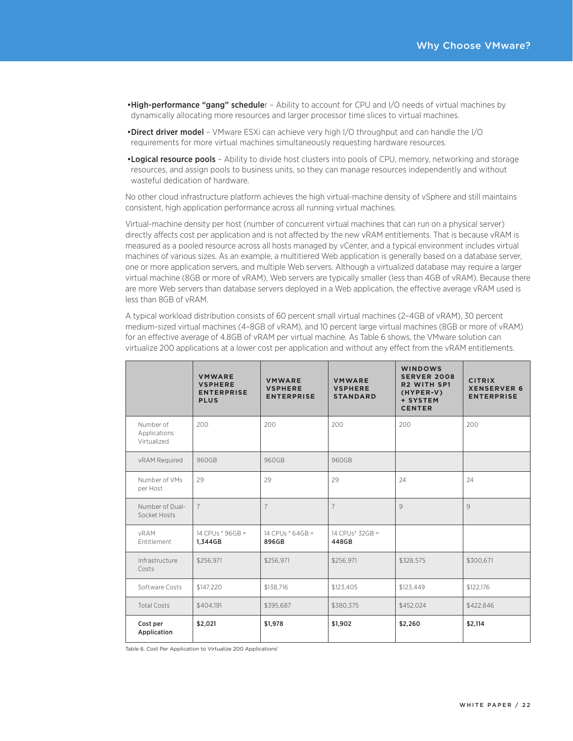- **High-performance "gang" schedule**r – Ability to account for CPU and I/O needs of virtual machines by dynamically allocating more resources and larger processor time slices to virtual machines.
- **Direct driver model** – VMware ESXi can achieve very high I/O throughput and can handle the I/O requirements for more virtual machines simultaneously requesting hardware resources.
- **Logical resource pools** – Ability to divide host clusters into pools of CPU, memory, networking and storage resources, and assign pools to business units, so they can manage resources independently and without wasteful dedication of hardware.

No other cloud infrastructure platform achieves the high virtual-machine density of vSphere and still maintains consistent, high application performance across all running virtual machines.

Virtual-machine density per host (number of concurrent virtual machines that can run on a physical server) directly affects cost per application and is not affected by the new vRAM entitlements. That is because vRAM is measured as a pooled resource across all hosts managed by vCenter, and a typical environment includes virtual machines of various sizes. As an example, a multitiered Web application is generally based on a database server, one or more application servers, and multiple Web servers. Although a virtualized database may require a larger virtual machine (8GB or more of vRAM), Web servers are typically smaller (less than 4GB of vRAM). Because there are more Web servers than database servers deployed in a Web application, the effective average vRAM used is less than 8GB of vRAM.

A typical workload distribution consists of 60 percent small virtual machines (2–4GB of vRAM), 30 percent medium-sized virtual machines (4–8GB of vRAM), and 10 percent large virtual machines (8GB or more of vRAM) for an effective average of 4.8GB of vRAM per virtual machine. As Table 6 shows, the VMware solution can virtualize 200 applications at a lower cost per application and without any effect from the vRAM entitlements.

| | VMWARE VSPHERE ENTERPRISE PLUS | VMWARE VSPHERE ENTERPRISE | VMWARE VSPHERE STANDARD | WINDOWS SERVER 2008 R2 WITH SP1 (HYPER-V) + SYSTEM CENTER | CITRIX XENSERVER 6 ENTERPRISE |
|---|---|---|---|---|---|
| Number of Applications Virtualized | 200 | 200 | 200 | 200 | 200 |
| vRAM Required | 960GB | 960GB | 960GB | | |
| Number of VMs per Host | 29 | 29 | 29 | 24 | 24 |
| Number of Dual-Socket Hosts | 7 | 7 | 7 | 9 | 9 |
| vRAM Entitlement | 14 CPUs * 96GB = **1,344GB** | 14 CPUs * 64GB = **896GB** | 14 CPUs* 32GB = **448GB** | | |
| Infrastructure Costs | $256,971 | $256,971 | $256,971 | $328,575 | $300,671 |
| Software Costs | $147,220 | $138,716 | $123,405 | $123,449 | $122,176 |
| Total Costs | $404,191 | $395,687 | $380,375 | $452,024 | $422,846 |
| **Cost per Application** | **$2,021** | **$1,978** | **$1,902** | **$2,260** | **$2,114** |

Table 6. Cost Per Application to Virtualize 200 Applications[1]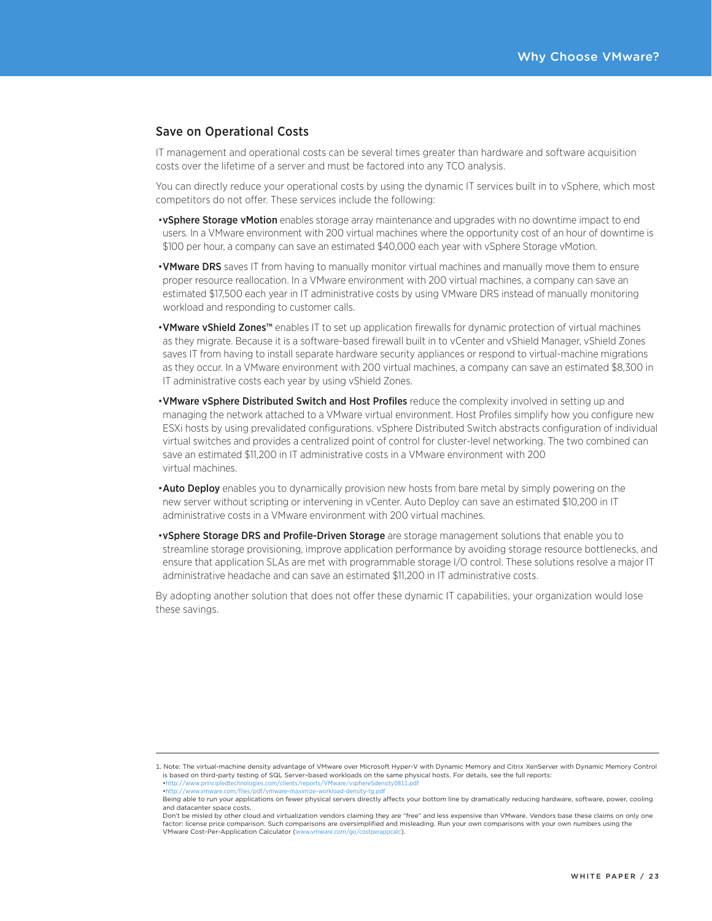## Save on Operational Costs

IT management and operational costs can be several times greater than hardware and software acquisition costs over the lifetime of a server and must be factored into any TCO analysis.

You can directly reduce your operational costs by using the dynamic IT services built in to vSphere, which most competitors do not offer. These services include the following:

- **vSphere Storage vMotion** enables storage array maintenance and upgrades with no downtime impact to end users. In a VMware environment with 200 virtual machines where the opportunity cost of an hour of downtime is $100 per hour, a company can save an estimated $40,000 each year with vSphere Storage vMotion.
- **VMware DRS** saves IT from having to manually monitor virtual machines and manually move them to ensure proper resource reallocation. In a VMware environment with 200 virtual machines, a company can save an estimated $17,500 each year in IT administrative costs by using VMware DRS instead of manually monitoring workload and responding to customer calls.
- **VMware vShield Zones™** enables IT to set up application firewalls for dynamic protection of virtual machines as they migrate. Because it is a software-based firewall built in to vCenter and vShield Manager, vShield Zones saves IT from having to install separate hardware security appliances or respond to virtual-machine migrations as they occur. In a VMware environment with 200 virtual machines, a company can save an estimated $8,300 in IT administrative costs each year by using vShield Zones.
- **VMware vSphere Distributed Switch and Host Profiles** reduce the complexity involved in setting up and managing the network attached to a VMware virtual environment. Host Profiles simplify how you configure new ESXi hosts by using prevalidated configurations. vSphere Distributed Switch abstracts configuration of individual virtual switches and provides a centralized point of control for cluster-level networking. The two combined can save an estimated $11,200 in IT administrative costs in a VMware environment with 200 virtual machines.
- **Auto Deploy** enables you to dynamically provision new hosts from bare metal by simply powering on the new server without scripting or intervening in vCenter. Auto Deploy can save an estimated $10,200 in IT administrative costs in a VMware environment with 200 virtual machines.
- **vSphere Storage DRS and Profile-Driven Storage** are storage management solutions that enable you to streamline storage provisioning, improve application performance by avoiding storage resource bottlenecks, and ensure that application SLAs are met with programmable storage I/O control. These solutions resolve a major IT administrative headache and can save an estimated $11,200 in IT administrative costs.

By adopting another solution that does not offer these dynamic IT capabilities, your organization would lose these savings.

---

1. Note: The virtual-machine density advantage of VMware over Microsoft Hyper-V with Dynamic Memory and Citrix XenServer with Dynamic Memory Control is based on third-party testing of SQL Server–based workloads on the same physical hosts. For details, see the full reports:
   - http://www.principledtechnologies.com/clients/reports/VMware/vsphere5density0811.pdf
   - http://www.vmware.com/files/pdf/vmware-maximize-workload-density-tg.pdf

   Being able to run your applications on fewer physical servers directly affects your bottom line by dramatically reducing hardware, software, power, cooling and datacenter space costs.

   Don't be misled by other cloud and virtualization vendors claiming they are "free" and less expensive than VMware. Vendors base these claims on only one factor: license price comparison. Such comparisons are oversimplified and misleading. Run your own comparisons with your own numbers using the VMware Cost-Per-Application Calculator (www.vmware.com/go/costperappcalc).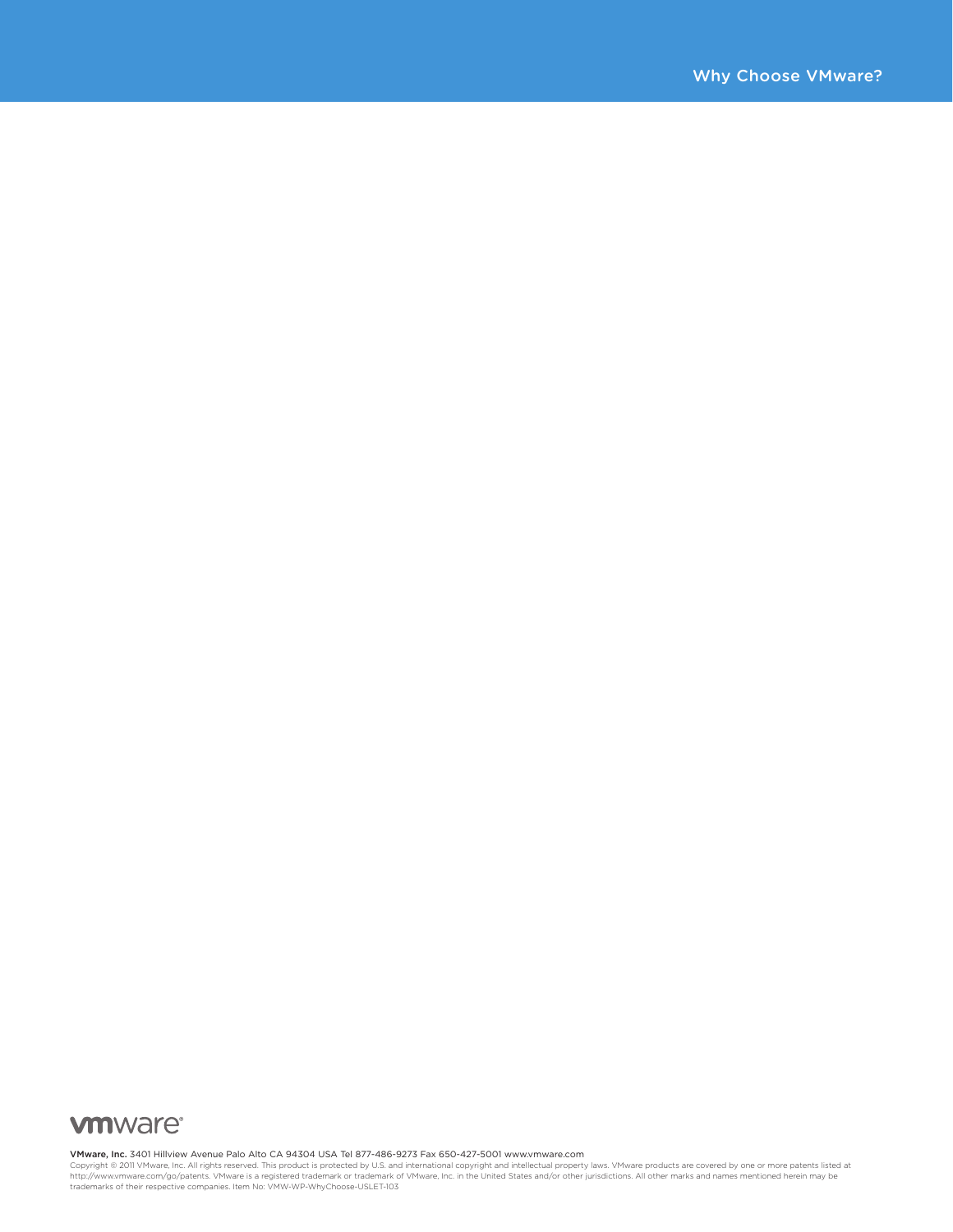**VMware, Inc.** 3401 Hillview Avenue Palo Alto CA 94304 USA Tel 877-486-9273 Fax 650-427-5001 www.vmware.com
Copyright © 2011 VMware, Inc. All rights reserved. This product is protected by U.S. and international copyright and intellectual property laws. VMware products are covered by one or more patents listed at http://www.vmware.com/go/patents. VMware is a registered trademark or trademark of VMware, Inc. in the United States and/or other jurisdictions. All other marks and names mentioned herein may be trademarks of their respective companies. Item No: VMW-WP-WhyChoose-USLET-103